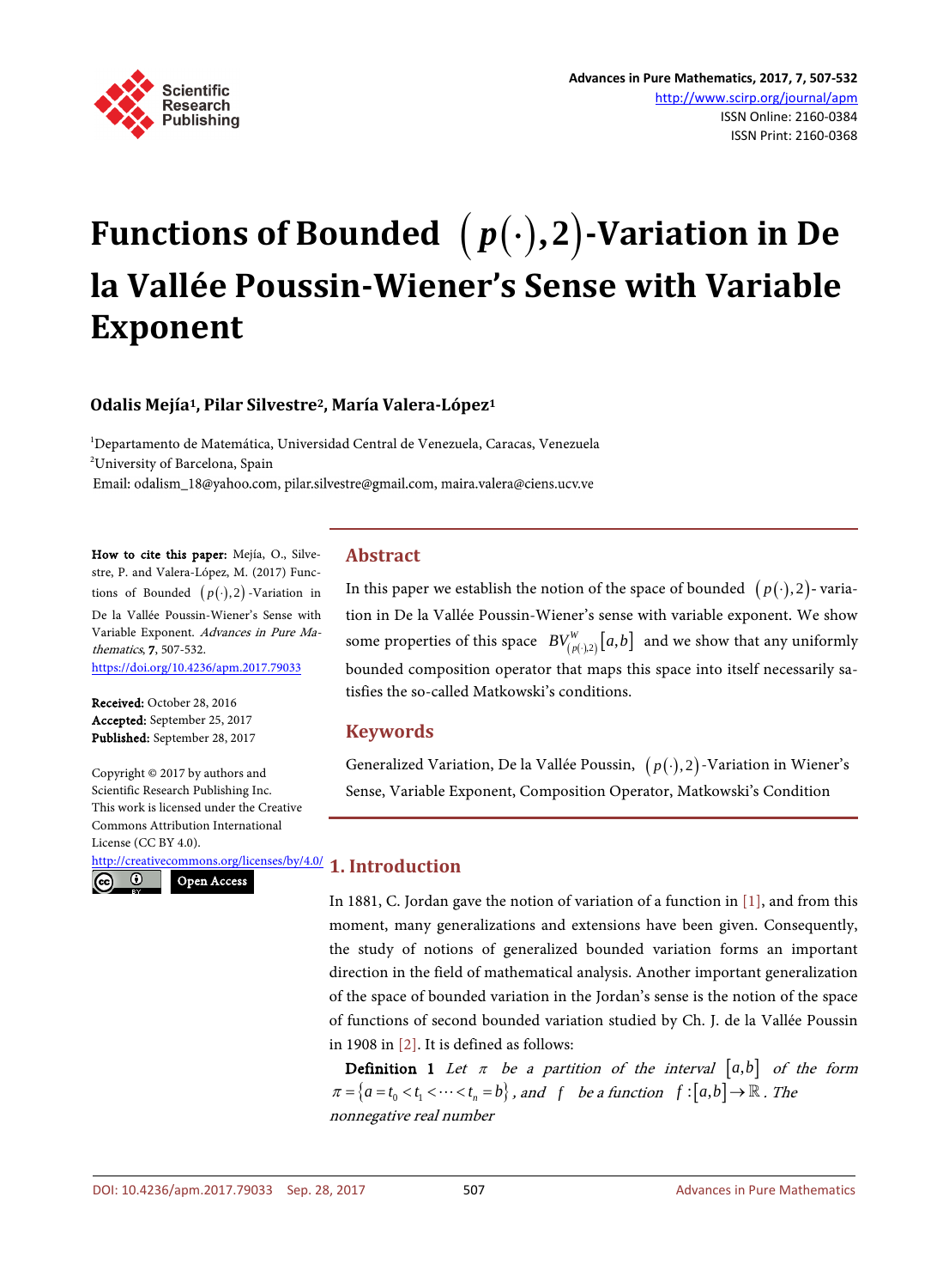# Functions of Bounded $(p(\cdot),2)$-Variation in De la Vallée Poussin-Wiener's Sense with Variable Exponent

**Odalis Mejía[1], Pilar Silvestre[2], María Valera-López[1]**

[1]Departamento de Matemática, Universidad Central de Venezuela, Caracas, Venezuela
[2]University of Barcelona, Spain
Email: odalism_18@yahoo.com, pilar.silvestre@gmail.com, maira.valera@ciens.ucv.ve

**How to cite this paper:** Mejía, O., Silvestre, P. and Valera-López, M. (2017) Functions of Bounded $(p(\cdot),2)$-Variation in De la Vallée Poussin-Wiener's Sense with Variable Exponent. *Advances in Pure Mathematics*, **7**, 507-532.
https://doi.org/10.4236/apm.2017.79033

**Received:** October 28, 2016
**Accepted:** September 25, 2017
**Published:** September 28, 2017

Copyright © 2017 by authors and Scientific Research Publishing Inc.
This work is licensed under the Creative Commons Attribution International License (CC BY 4.0).
http://creativecommons.org/licenses/by/4.0/

Open Access

## Abstract

In this paper we establish the notion of the space of bounded $(p(\cdot),2)$-variation in De la Vallée Poussin-Wiener's sense with variable exponent. We show some properties of this space $BV^{W}_{(p(\cdot),2)}[a,b]$ and we show that any uniformly bounded composition operator that maps this space into itself necessarily satisfies the so-called Matkowski's conditions.

## Keywords

Generalized Variation, De la Vallée Poussin, $(p(\cdot),2)$-Variation in Wiener's Sense, Variable Exponent, Composition Operator, Matkowski's Condition

## 1. Introduction

In 1881, C. Jordan gave the notion of variation of a function in [1], and from this moment, many generalizations and extensions have been given. Consequently, the study of notions of generalized bounded variation forms an important direction in the field of mathematical analysis. Another important generalization of the space of bounded variation in the Jordan's sense is the notion of the space of functions of second bounded variation studied by Ch. J. de la Vallée Poussin in 1908 in [2]. It is defined as follows:

**Definition 1** *Let* $\pi$ *be a partition of the interval* $[a,b]$ *of the form* $\pi = \{a = t_0 < t_1 < \cdots < t_n = b\}$, *and* $f$ *be a function* $f:[a,b]\to\mathbb{R}$. *The nonnegative real number*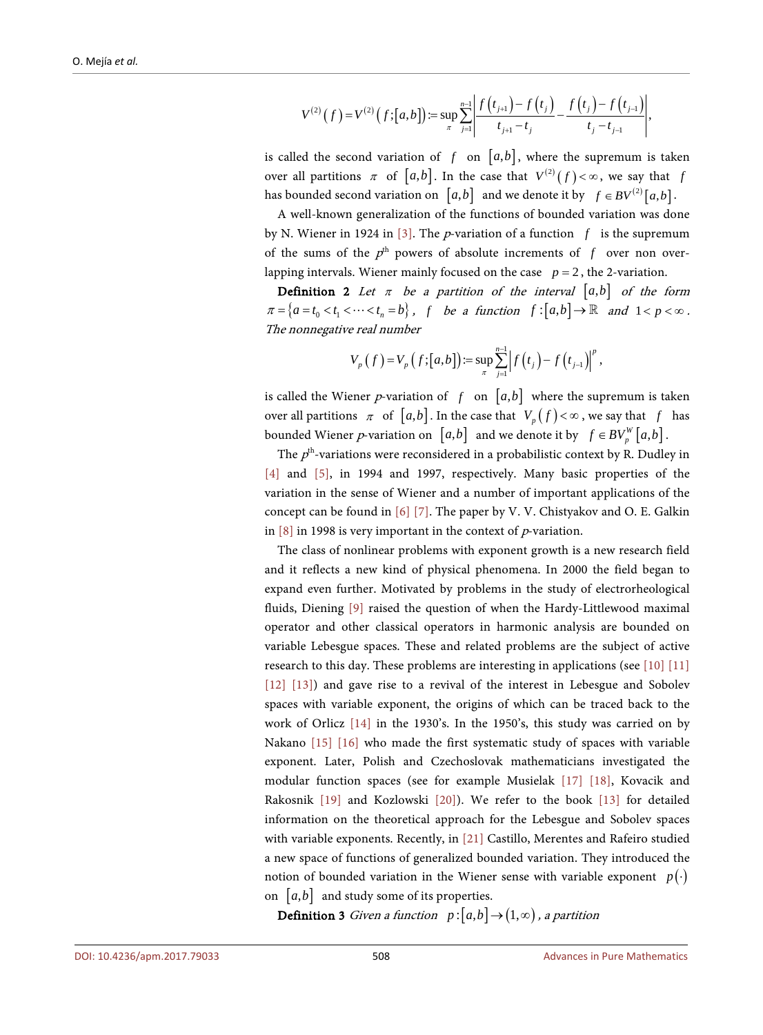$$V^{(2)}(f) = V^{(2)}(f;[a,b]) := \sup_{\pi} \sum_{j=1}^{n-1} \left| \frac{f(t_{j+1}) - f(t_j)}{t_{j+1} - t_j} - \frac{f(t_j) - f(t_{j-1})}{t_j - t_{j-1}} \right|,$$

is called the second variation of $f$ on $[a,b]$, where the supremum is taken over all partitions $\pi$ of $[a,b]$. In the case that $V^{(2)}(f) < \infty$, we say that $f$ has bounded second variation on $[a,b]$ and we denote it by $f \in BV^{(2)}[a,b]$.

A well-known generalization of the functions of bounded variation was done by N. Wiener in 1924 in [3]. The *p*-variation of a function $f$ is the supremum of the sums of the $p^{\text{th}}$ powers of absolute increments of $f$ over non overlapping intervals. Wiener mainly focused on the case $p = 2$, the 2-variation.

**Definition 2** *Let $\pi$ be a partition of the interval $[a,b]$ of the form $\pi = \{a = t_0 < t_1 < \cdots < t_n = b\}$, $f$ be a function $f : [a,b] \to \mathbb{R}$ and $1 < p < \infty$. The nonnegative real number*

$$V_p(f) = V_p(f;[a,b]) := \sup_{\pi} \sum_{j=1}^{n-1} \left| f(t_j) - f(t_{j-1}) \right|^p,$$

is called the Wiener *p*-variation of $f$ on $[a,b]$ where the supremum is taken over all partitions $\pi$ of $[a,b]$. In the case that $V_p(f) < \infty$, we say that $f$ has bounded Wiener *p*-variation on $[a,b]$ and we denote it by $f \in BV_p^W[a,b]$.

The $p^{\text{th}}$-variations were reconsidered in a probabilistic context by R. Dudley in [4] and [5], in 1994 and 1997, respectively. Many basic properties of the variation in the sense of Wiener and a number of important applications of the concept can be found in [6] [7]. The paper by V. V. Chistyakov and O. E. Galkin in [8] in 1998 is very important in the context of *p*-variation.

The class of nonlinear problems with exponent growth is a new research field and it reflects a new kind of physical phenomena. In 2000 the field began to expand even further. Motivated by problems in the study of electrorheological fluids, Diening [9] raised the question of when the Hardy-Littlewood maximal operator and other classical operators in harmonic analysis are bounded on variable Lebesgue spaces. These and related problems are the subject of active research to this day. These problems are interesting in applications (see [10] [11] [12] [13]) and gave rise to a revival of the interest in Lebesgue and Sobolev spaces with variable exponent, the origins of which can be traced back to the work of Orlicz [14] in the 1930's. In the 1950's, this study was carried on by Nakano [15] [16] who made the first systematic study of spaces with variable exponent. Later, Polish and Czechoslovak mathematicians investigated the modular function spaces (see for example Musielak [17] [18], Kovacik and Rakosnik [19] and Kozlowski [20]). We refer to the book [13] for detailed information on the theoretical approach for the Lebesgue and Sobolev spaces with variable exponents. Recently, in [21] Castillo, Merentes and Rafeiro studied a new space of functions of generalized bounded variation. They introduced the notion of bounded variation in the Wiener sense with variable exponent $p(\cdot)$ on $[a,b]$ and study some of its properties.

**Definition 3** *Given a function $p : [a,b] \to (1,\infty)$, a partition*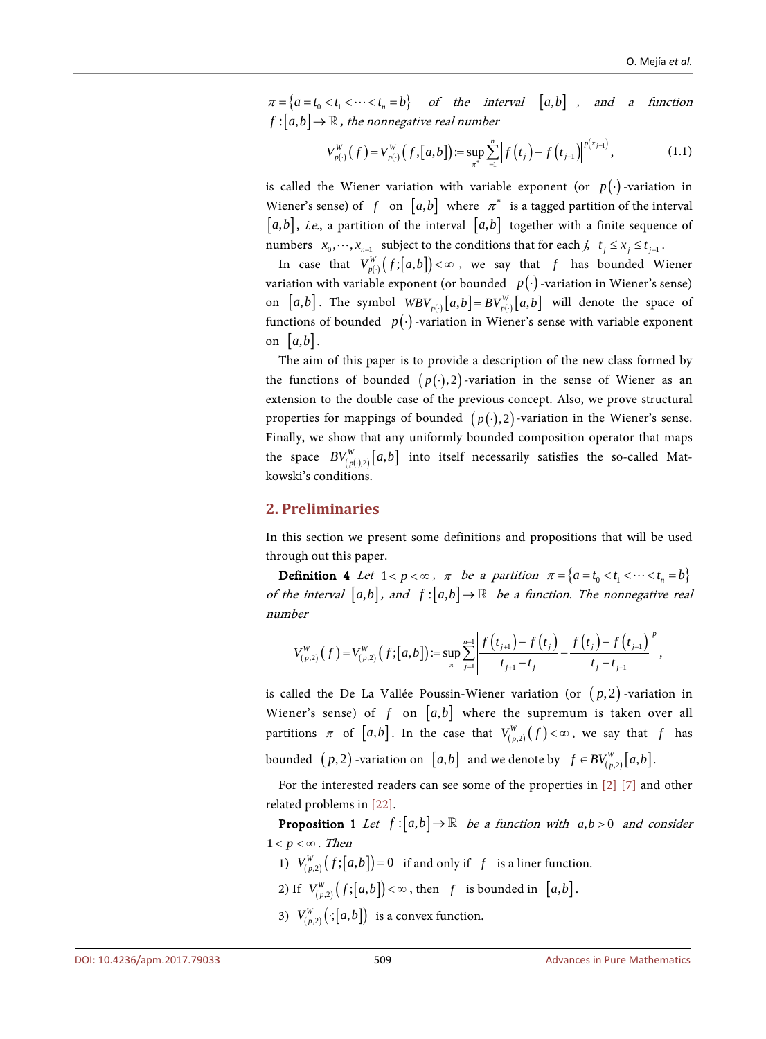$\pi = \{a = t_0 < t_1 < \cdots < t_n = b\}$ *of the interval* $[a,b]$ *, and a function* $f:[a,b] \to \mathbb{R}$ *, the nonnegative real number*

$$V^W_{p(\cdot)}(f) = V^W_{p(\cdot)}(f,[a,b]) := \sup_{\pi^*} \sum_{=1}^{n} \left| f(t_j) - f(t_{j-1}) \right|^{p(x_{j-1})}, \tag{1.1}$$

is called the Wiener variation with variable exponent (or $p(\cdot)$-variation in Wiener's sense) of $f$ on $[a,b]$ where $\pi^*$ is a tagged partition of the interval $[a,b]$, *i.e.*, a partition of the interval $[a,b]$ together with a finite sequence of numbers $x_0,\cdots,x_{n-1}$ subject to the conditions that for each *j*, $t_j \le x_j \le t_{j+1}$.

In case that $V^W_{p(\cdot)}(f;[a,b]) < \infty$, we say that $f$ has bounded Wiener variation with variable exponent (or bounded $p(\cdot)$-variation in Wiener's sense) on $[a,b]$. The symbol $WBV_{p(\cdot)}[a,b] = BV^W_{p(\cdot)}[a,b]$ will denote the space of functions of bounded $p(\cdot)$-variation in Wiener's sense with variable exponent on $[a,b]$.

The aim of this paper is to provide a description of the new class formed by the functions of bounded $(p(\cdot),2)$-variation in the sense of Wiener as an extension to the double case of the previous concept. Also, we prove structural properties for mappings of bounded $(p(\cdot),2)$-variation in the Wiener's sense. Finally, we show that any uniformly bounded composition operator that maps the space $BV^W_{(p(\cdot),2)}[a,b]$ into itself necessarily satisfies the so-called Matkowski's conditions.

## 2. Preliminaries

In this section we present some definitions and propositions that will be used through out this paper.

**Definition 4** *Let* $1 < p < \infty$*,* $\pi$ *be a partition* $\pi = \{a = t_0 < t_1 < \cdots < t_n = b\}$ *of the interval* $[a,b]$*, and* $f:[a,b] \to \mathbb{R}$ *be a function. The nonnegative real number*

$$V^W_{(p,2)}(f) = V^W_{(p,2)}(f;[a,b]) := \sup_{\pi} \sum_{j=1}^{n-1} \left| \frac{f(t_{j+1}) - f(t_j)}{t_{j+1} - t_j} - \frac{f(t_j) - f(t_{j-1})}{t_j - t_{j-1}} \right|^p,$$

is called the De La Vallée Poussin-Wiener variation (or $(p,2)$-variation in Wiener's sense) of $f$ on $[a,b]$ where the supremum is taken over all partitions $\pi$ of $[a,b]$. In the case that $V^W_{(p,2)}(f) < \infty$, we say that $f$ has bounded $(p,2)$-variation on $[a,b]$ and we denote by $f \in BV^W_{(p,2)}[a,b]$.

For the interested readers can see some of the properties in [2] [7] and other related problems in [22].

**Proposition 1** *Let* $f:[a,b] \to \mathbb{R}$ *be a function with* $a,b > 0$ *and consider* $1 < p < \infty$. *Then*

1) $V^W_{(p,2)}(f;[a,b]) = 0$ if and only if $f$ is a liner function.

2) If $V^W_{(p,2)}(f;[a,b]) < \infty$, then $f$ is bounded in $[a,b]$.

3) $V^W_{(p,2)}(\cdot;[a,b])$ is a convex function.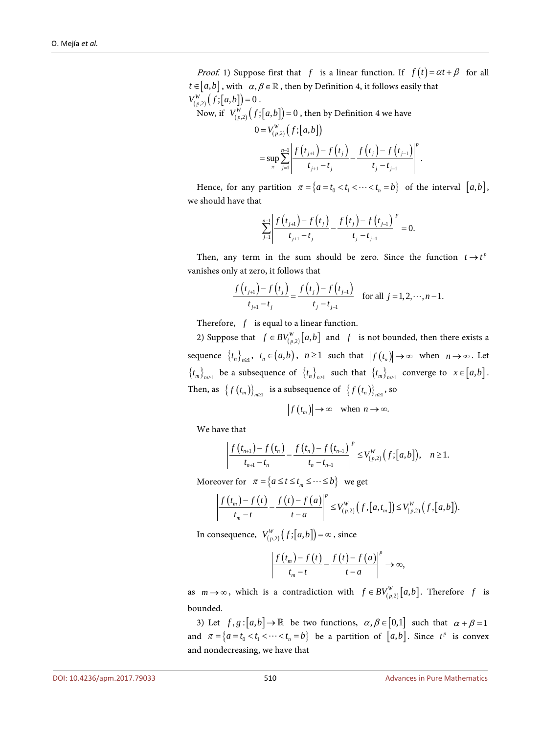*Proof.* 1) Suppose first that $f$ is a linear function. If $f(t) = \alpha t + \beta$ for all $t \in [a,b]$, with $\alpha, \beta \in \mathbb{R}$, then by Definition 4, it follows easily that $V^W_{(p,2)}(f;[a,b]) = 0$.

Now, if $V^W_{(p,2)}(f;[a,b]) = 0$, then by Definition 4 we have

$$
\begin{aligned}
0 &= V^W_{(p,2)}(f;[a,b]) \\
&= \sup_{\pi} \sum_{j=1}^{n-1} \left| \frac{f(t_{j+1}) - f(t_j)}{t_{j+1} - t_j} - \frac{f(t_j) - f(t_{j-1})}{t_j - t_{j-1}} \right|^p.
\end{aligned}
$$

Hence, for any partition $\pi = \{a = t_0 < t_1 < \cdots < t_n = b\}$ of the interval $[a,b]$, we should have that

$$
\sum_{j=1}^{n-1} \left| \frac{f(t_{j+1}) - f(t_j)}{t_{j+1} - t_j} - \frac{f(t_j) - f(t_{j-1})}{t_j - t_{j-1}} \right|^p = 0.
$$

Then, any term in the sum should be zero. Since the function $t \to t^p$ vanishes only at zero, it follows that

$$
\frac{f(t_{j+1}) - f(t_j)}{t_{j+1} - t_j} = \frac{f(t_j) - f(t_{j-1})}{t_j - t_{j-1}} \quad \text{for all } j = 1, 2, \cdots, n-1.
$$

Therefore, $f$ is equal to a linear function.

2) Suppose that $f \in BV^W_{(p,2)}[a,b]$ and $f$ is not bounded, then there exists a sequence $\{t_n\}_{n\geq 1}$, $t_n \in (a,b)$, $n \geq 1$ such that $|f(t_n)| \to \infty$ when $n \to \infty$. Let $\{t_m\}_{m\geq 1}$ be a subsequence of $\{t_n\}_{n\geq 1}$ such that $\{t_m\}_{m\geq 1}$ converge to $x \in [a,b]$. Then, as $\{f(t_m)\}_{m\geq 1}$ is a subsequence of $\{f(t_n)\}_{n\geq 1}$, so

$$
|f(t_m)| \to \infty \quad \text{when } n \to \infty.
$$

We have that

$$
\left| \frac{f(t_{n+1}) - f(t_n)}{t_{n+1} - t_n} - \frac{f(t_n) - f(t_{n-1})}{t_n - t_{n-1}} \right|^p \leq V^W_{(p,2)}(f;[a,b]), \quad n \geq 1.
$$

Moreover for $\pi = \{a \leq t \leq t_m \leq \cdots \leq b\}$ we get

$$
\left| \frac{f(t_m) - f(t)}{t_m - t} - \frac{f(t) - f(a)}{t - a} \right|^p \leq V^W_{(p,2)}(f,[a,t_m]) \leq V^W_{(p,2)}(f,[a,b]).
$$

In consequence, $V^W_{(p,2)}(f;[a,b]) = \infty$, since

$$
\left| \frac{f(t_m) - f(t)}{t_m - t} - \frac{f(t) - f(a)}{t - a} \right|^p \to \infty,
$$

as $m \to \infty$, which is a contradiction with $f \in BV^W_{(p,2)}[a,b]$. Therefore $f$ is bounded.

3) Let $f, g : [a,b] \to \mathbb{R}$ be two functions, $\alpha, \beta \in [0,1]$ such that $\alpha + \beta = 1$ and $\pi = \{a = t_0 < t_1 < \cdots < t_n = b\}$ be a partition of $[a,b]$. Since $t^p$ is convex and nondecreasing, we have that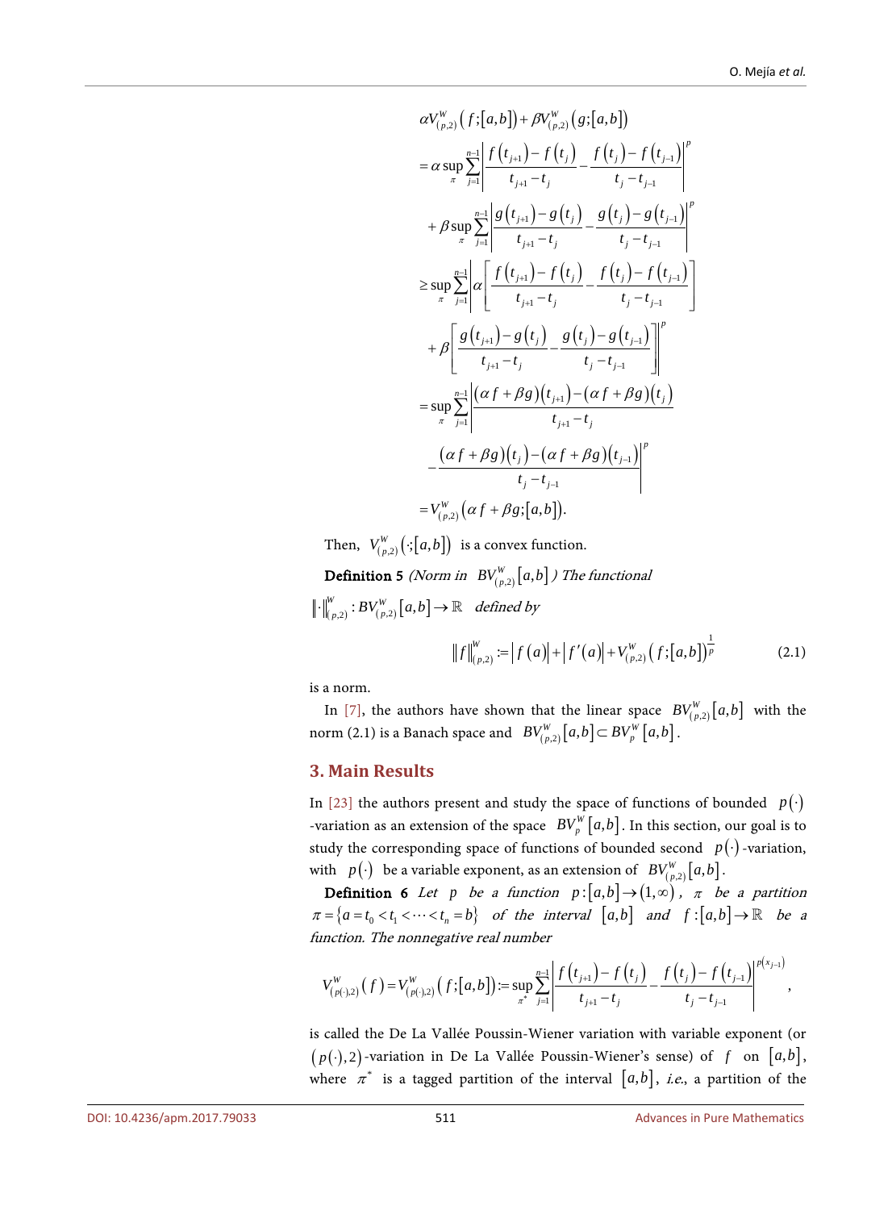$$
\begin{aligned}
&\alpha V_{(p,2)}^{W}\left(f;[a,b]\right)+\beta V_{(p,2)}^{W}\left(g;[a,b]\right)\\
&=\alpha \sup_{\pi}\sum_{j=1}^{n-1}\left|\frac{f\left(t_{j+1}\right)-f\left(t_j\right)}{t_{j+1}-t_j}-\frac{f\left(t_j\right)-f\left(t_{j-1}\right)}{t_j-t_{j-1}}\right|^{p}\\
&\quad+\beta \sup_{\pi}\sum_{j=1}^{n-1}\left|\frac{g\left(t_{j+1}\right)-g\left(t_j\right)}{t_{j+1}-t_j}-\frac{g\left(t_j\right)-g\left(t_{j-1}\right)}{t_j-t_{j-1}}\right|^{p}\\
&\geq \sup_{\pi}\sum_{j=1}^{n-1}\left|\alpha\left[\frac{f\left(t_{j+1}\right)-f\left(t_j\right)}{t_{j+1}-t_j}-\frac{f\left(t_j\right)-f\left(t_{j-1}\right)}{t_j-t_{j-1}}\right]\right.\\
&\quad\left.+\beta\left[\frac{g\left(t_{j+1}\right)-g\left(t_j\right)}{t_{j+1}-t_j}-\frac{g\left(t_j\right)-g\left(t_{j-1}\right)}{t_j-t_{j-1}}\right]\right|^{p}\\
&=\sup_{\pi}\sum_{j=1}^{n-1}\left|\frac{\left(\alpha f+\beta g\right)\left(t_{j+1}\right)-\left(\alpha f+\beta g\right)\left(t_j\right)}{t_{j+1}-t_j}\right.\\
&\quad\left.-\frac{\left(\alpha f+\beta g\right)\left(t_j\right)-\left(\alpha f+\beta g\right)\left(t_{j-1}\right)}{t_j-t_{j-1}}\right|^{p}\\
&=V_{(p,2)}^{W}\left(\alpha f+\beta g;[a,b]\right).
\end{aligned}
$$

Then, $V_{(p,2)}^{W}\left(\cdot;[a,b]\right)$ is a convex function.

**Definition 5** *(Norm in $BV_{(p,2)}^{W}[a,b]$) The functional $\|\cdot\|_{(p,2)}^{W}: BV_{(p,2)}^{W}[a,b]\to\mathbb{R}$ defined by*

$$
\|f\|_{(p,2)}^{W}:=\left|f(a)\right|+\left|f'(a)\right|+V_{(p,2)}^{W}\left(f;[a,b]\right)^{\frac{1}{p}} \tag{2.1}
$$

is a norm.

In [7], the authors have shown that the linear space $BV_{(p,2)}^{W}[a,b]$ with the norm (2.1) is a Banach space and $BV_{(p,2)}^{W}[a,b]\subset BV_{p}^{W}[a,b]$.

## 3. Main Results

In [23] the authors present and study the space of functions of bounded $p(\cdot)$-variation as an extension of the space $BV_{p}^{W}[a,b]$. In this section, our goal is to study the corresponding space of functions of bounded second $p(\cdot)$-variation, with $p(\cdot)$ be a variable exponent, as an extension of $BV_{(p,2)}^{W}[a,b]$.

**Definition 6** *Let $p$ be a function $p:[a,b]\to(1,\infty)$, $\pi$ be a partition $\pi=\{a=t_0<t_1<\cdots<t_n=b\}$ of the interval $[a,b]$ and $f:[a,b]\to\mathbb{R}$ be a function. The nonnegative real number*

$$
V_{(p(\cdot),2)}^{W}\left(f\right)=V_{(p(\cdot),2)}^{W}\left(f;[a,b]\right):=\sup_{\pi^{*}}\sum_{j=1}^{n-1}\left|\frac{f\left(t_{j+1}\right)-f\left(t_j\right)}{t_{j+1}-t_j}-\frac{f\left(t_j\right)-f\left(t_{j-1}\right)}{t_j-t_{j-1}}\right|^{p\left(x_{j-1}\right)},
$$

is called the De La Vallée Poussin-Wiener variation with variable exponent (or $\left(p(\cdot),2\right)$-variation in De La Vallée Poussin-Wiener's sense) of $f$ on $[a,b]$, where $\pi^{*}$ is a tagged partition of the interval $[a,b]$, *i.e.*, a partition of the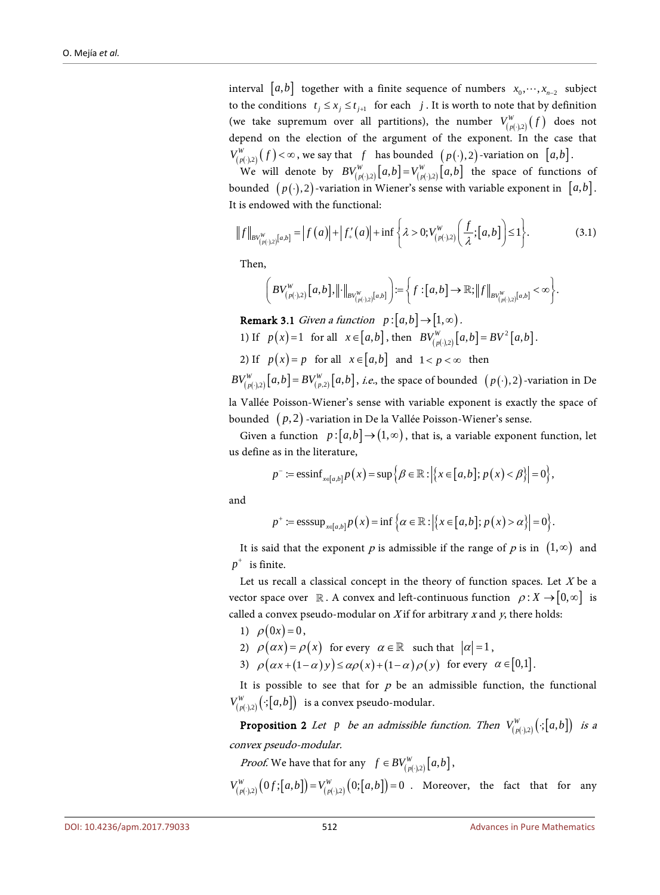interval $[a,b]$ together with a finite sequence of numbers $x_0,\cdots,x_{n-2}$ subject to the conditions $t_j \le x_j \le t_{j+1}$ for each $j$. It is worth to note that by definition (we take supremum over all partitions), the number $V^W_{(p(\cdot),2)}(f)$ does not depend on the election of the argument of the exponent. In the case that $V^W_{(p(\cdot),2)}(f) < \infty$, we say that $f$ has bounded $(p(\cdot),2)$-variation on $[a,b]$.

We will denote by $BV^W_{(p(\cdot),2)}[a,b] = V^W_{(p(\cdot),2)}[a,b]$ the space of functions of bounded $(p(\cdot),2)$-variation in Wiener's sense with variable exponent in $[a,b]$. It is endowed with the functional:

$$\|f\|_{BV^W_{(p(\cdot),2)}[a,b]} = |f(a)| + |f'_+(a)| + \inf\left\{\lambda > 0; V^W_{(p(\cdot),2)}\left(\frac{f}{\lambda};[a,b]\right) \le 1\right\}. \tag{3.1}$$

Then,

$$\left(BV^W_{(p(\cdot),2)}[a,b], \|\cdot\|_{BV^W_{(p(\cdot),2)}[a,b]}\right) := \left\{f:[a,b]\to\mathbb{R}; \|f\|_{BV^W_{(p(\cdot),2)}[a,b]} < \infty\right\}.$$

**Remark 3.1** *Given a function* $p:[a,b]\to[1,\infty)$.

1) If $p(x)=1$ for all $x\in[a,b]$, then $BV^W_{(p(\cdot),2)}[a,b] = BV^2[a,b]$.

2) If $p(x)=p$ for all $x\in[a,b]$ and $1<p<\infty$ then $BV^W_{(p(\cdot),2)}[a,b] = BV^W_{(p,2)}[a,b]$, *i.e.*, the space of bounded $(p(\cdot),2)$-variation in De la Vallée Poisson-Wiener's sense with variable exponent is exactly the space of bounded $(p,2)$-variation in De la Vallée Poisson-Wiener's sense.

Given a function $p:[a,b]\to(1,\infty)$, that is, a variable exponent function, let us define as in the literature,

$$p^- := \operatorname{essinf}_{x\in[a,b]} p(x) = \sup\left\{\beta\in\mathbb{R}: \left|\{x\in[a,b]; p(x)<\beta\}\right| = 0\right\},$$

and

$$p^+ := \operatorname{esssup}_{x\in[a,b]} p(x) = \inf\left\{\alpha\in\mathbb{R}: \left|\{x\in[a,b]; p(x)>\alpha\}\right| = 0\right\}.$$

It is said that the exponent $p$ is admissible if the range of $p$ is in $(1,\infty)$ and $p^+$ is finite.

Let us recall a classical concept in the theory of function spaces. Let $X$ be a vector space over $\mathbb{R}$. A convex and left-continuous function $\rho: X\to[0,\infty]$ is called a convex pseudo-modular on $X$ if for arbitrary $x$ and $y$, there holds:

1) $\rho(0x)=0$,

2) $\rho(\alpha x)=\rho(x)$ for every $\alpha\in\mathbb{R}$ such that $|\alpha|=1$,

3) $\rho(\alpha x+(1-\alpha)y) \le \alpha\rho(x)+(1-\alpha)\rho(y)$ for every $\alpha\in[0,1]$.

It is possible to see that for $p$ be an admissible function, the functional $V^W_{(p(\cdot),2)}(\cdot;[a,b])$ is a convex pseudo-modular.

**Proposition 2** *Let* $p$ *be an admissible function. Then* $V^W_{(p(\cdot),2)}(\cdot;[a,b])$ *is a convex pseudo-modular.*

*Proof.* We have that for any $f\in BV^W_{(p(\cdot),2)}[a,b]$,

$V^W_{(p(\cdot),2)}(0f;[a,b]) = V^W_{(p(\cdot),2)}(0;[a,b]) = 0$. Moreover, the fact that for any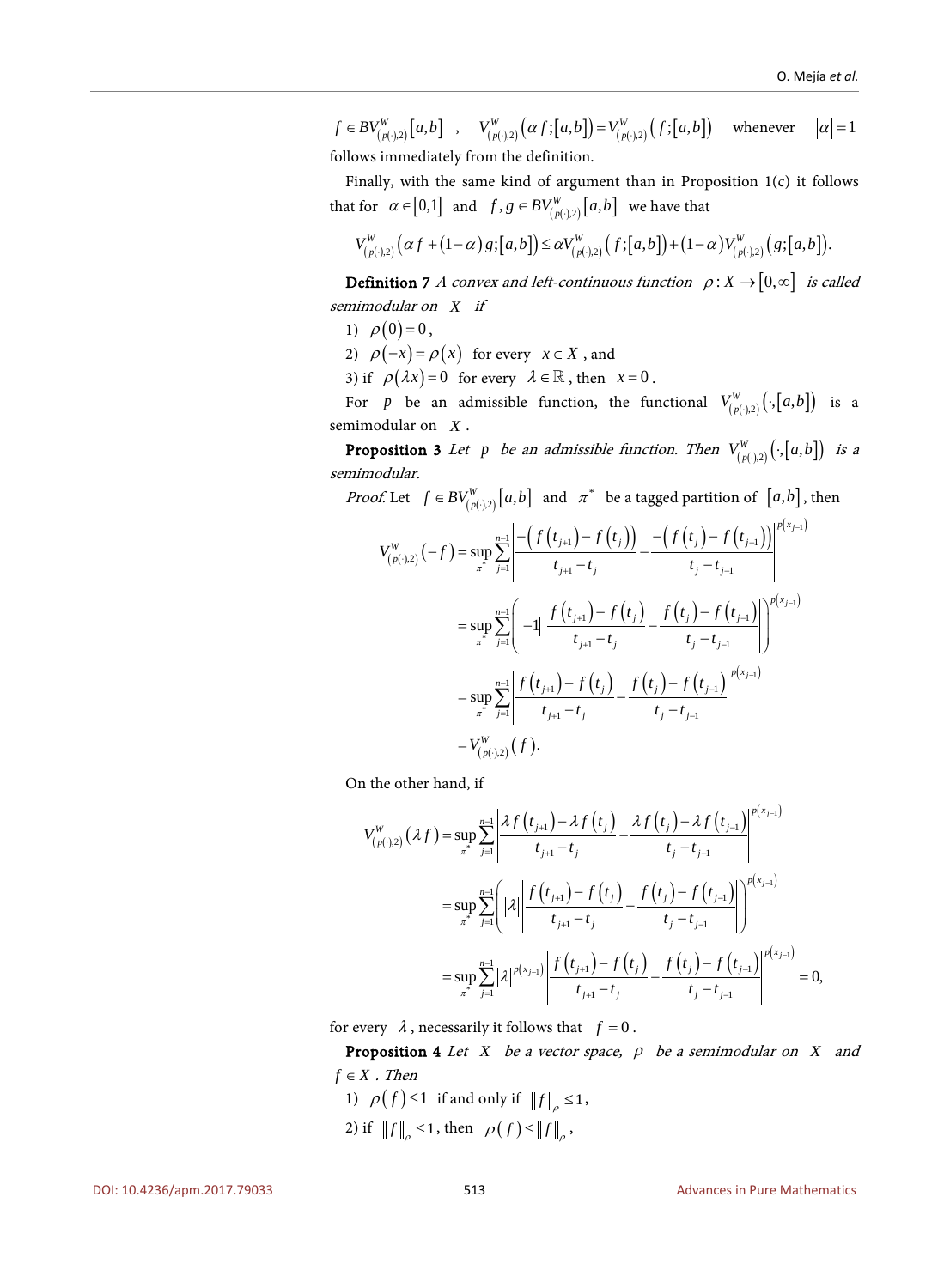$f \in BV^{W}_{(p(\cdot),2)}[a,b]$ , $V^{W}_{(p(\cdot),2)}(\alpha f;[a,b]) = V^{W}_{(p(\cdot),2)}(f;[a,b])$ whenever $|\alpha| = 1$ follows immediately from the definition.

Finally, with the same kind of argument than in Proposition 1(c) it follows that for $\alpha \in [0,1]$ and $f, g \in BV^{W}_{(p(\cdot),2)}[a,b]$ we have that

$$V^{W}_{(p(\cdot),2)}(\alpha f + (1-\alpha) g;[a,b]) \le \alpha V^{W}_{(p(\cdot),2)}(f;[a,b]) + (1-\alpha) V^{W}_{(p(\cdot),2)}(g;[a,b]).$$

**Definition 7** *A convex and left-continuous function* $\rho : X \to [0,\infty]$ *is called semimodular on* $X$ *if*

1) $\rho(0) = 0$,

2) $\rho(-x) = \rho(x)$ for every $x \in X$, and

3) if $\rho(\lambda x) = 0$ for every $\lambda \in \mathbb{R}$, then $x = 0$.

For $p$ be an admissible function, the functional $V^{W}_{(p(\cdot),2)}(\cdot,[a,b])$ is a semimodular on $X$.

**Proposition 3** *Let* $p$ *be an admissible function. Then* $V^{W}_{(p(\cdot),2)}(\cdot,[a,b])$ *is a semimodular.*

*Proof.* Let $f \in BV^{W}_{(p(\cdot),2)}[a,b]$ and $\pi^*$ be a tagged partition of $[a,b]$, then

$$\begin{aligned}
V^{W}_{(p(\cdot),2)}(-f) &= \sup_{\pi^*} \sum_{j=1}^{n-1} \left| \frac{-(f(t_{j+1}) - f(t_j))}{t_{j+1} - t_j} - \frac{-(f(t_j) - f(t_{j-1}))}{t_j - t_{j-1}} \right|^{p(x_{j-1})} \\
&= \sup_{\pi^*} \sum_{j=1}^{n-1} \left( |-1| \left| \frac{f(t_{j+1}) - f(t_j)}{t_{j+1} - t_j} - \frac{f(t_j) - f(t_{j-1})}{t_j - t_{j-1}} \right| \right)^{p(x_{j-1})} \\
&= \sup_{\pi^*} \sum_{j=1}^{n-1} \left| \frac{f(t_{j+1}) - f(t_j)}{t_{j+1} - t_j} - \frac{f(t_j) - f(t_{j-1})}{t_j - t_{j-1}} \right|^{p(x_{j-1})} \\
&= V^{W}_{(p(\cdot),2)}(f).
\end{aligned}$$

On the other hand, if

$$\begin{aligned}
V^{W}_{(p(\cdot),2)}(\lambda f) &= \sup_{\pi^*} \sum_{j=1}^{n-1} \left| \frac{\lambda f(t_{j+1}) - \lambda f(t_j)}{t_{j+1} - t_j} - \frac{\lambda f(t_j) - \lambda f(t_{j-1})}{t_j - t_{j-1}} \right|^{p(x_{j-1})} \\
&= \sup_{\pi^*} \sum_{j=1}^{n-1} \left( |\lambda| \left| \frac{f(t_{j+1}) - f(t_j)}{t_{j+1} - t_j} - \frac{f(t_j) - f(t_{j-1})}{t_j - t_{j-1}} \right| \right)^{p(x_{j-1})} \\
&= \sup_{\pi^*} \sum_{j=1}^{n-1} |\lambda|^{p(x_{j-1})} \left| \frac{f(t_{j+1}) - f(t_j)}{t_{j+1} - t_j} - \frac{f(t_j) - f(t_{j-1})}{t_j - t_{j-1}} \right|^{p(x_{j-1})} = 0,
\end{aligned}$$

for every $\lambda$, necessarily it follows that $f = 0$.

**Proposition 4** *Let* $X$ *be a vector space,* $\rho$ *be a semimodular on* $X$ *and* $f \in X$. *Then*

1) $\rho(f) \le 1$ if and only if $\|f\|_\rho \le 1$,

2) if $\|f\|_\rho \le 1$, then $\rho(f) \le \|f\|_\rho$,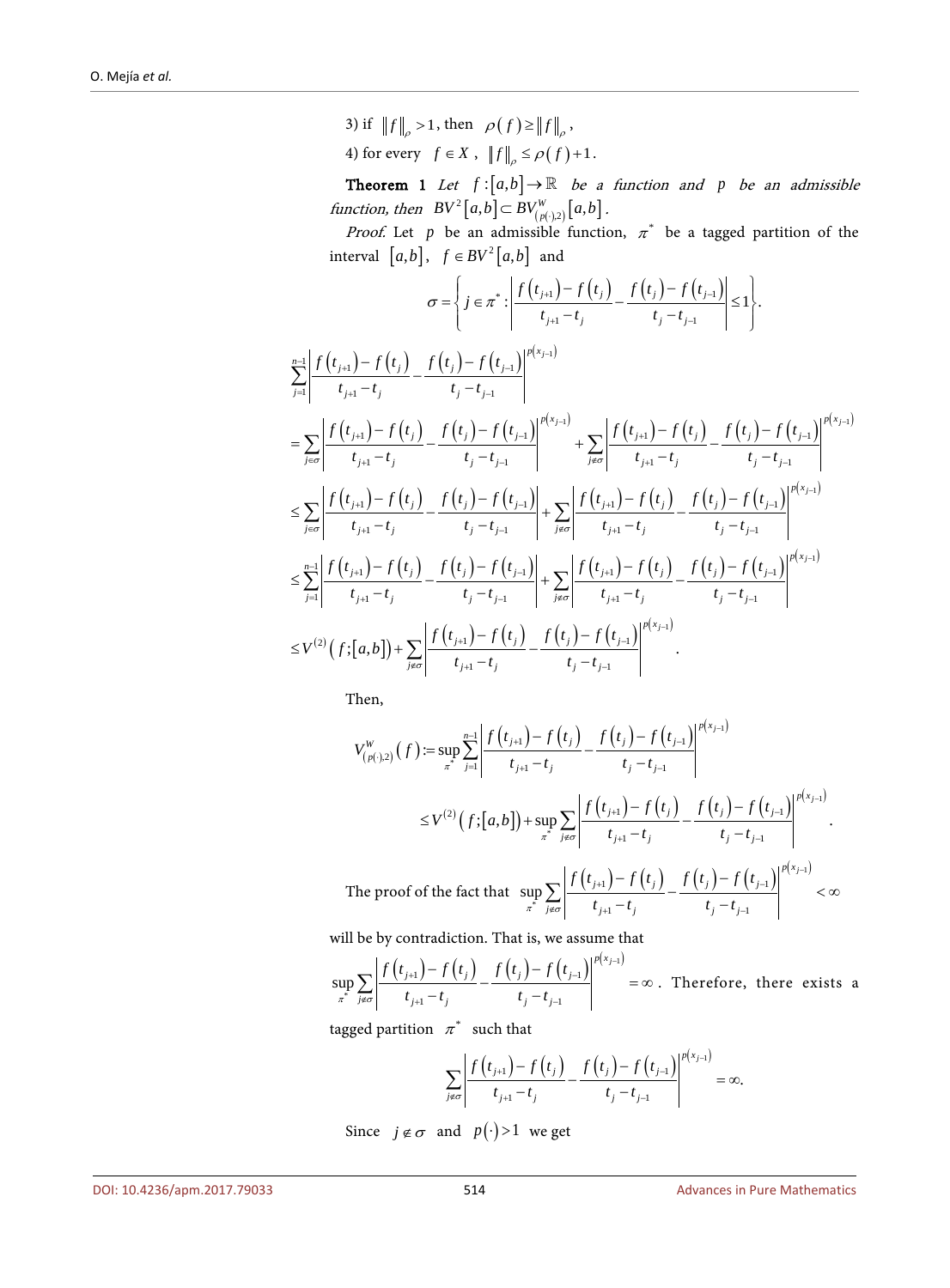3) if $\|f\|_\rho > 1$, then $\rho(f) \geq \|f\|_\rho$,

4) for every $f \in X$, $\|f\|_\rho \leq \rho(f) + 1$.

**Theorem 1** *Let $f:[a,b] \to \mathbb{R}$ be a function and $p$ be an admissible function, then $BV^2[a,b] \subset BV^W_{(p(\cdot),2)}[a,b]$.*

*Proof.* Let $p$ be an admissible function, $\pi^*$ be a tagged partition of the interval $[a,b]$, $f \in BV^2[a,b]$ and

$$\sigma = \left\{ j \in \pi^* : \left| \frac{f(t_{j+1}) - f(t_j)}{t_{j+1} - t_j} - \frac{f(t_j) - f(t_{j-1})}{t_j - t_{j-1}} \right| \leq 1 \right\}.$$

$$\begin{aligned}
&\sum_{j=1}^{n-1} \left| \frac{f(t_{j+1}) - f(t_j)}{t_{j+1} - t_j} - \frac{f(t_j) - f(t_{j-1})}{t_j - t_{j-1}} \right|^{p(x_{j-1})} \\
&= \sum_{j \in \sigma} \left| \frac{f(t_{j+1}) - f(t_j)}{t_{j+1} - t_j} - \frac{f(t_j) - f(t_{j-1})}{t_j - t_{j-1}} \right|^{p(x_{j-1})} + \sum_{j \notin \sigma} \left| \frac{f(t_{j+1}) - f(t_j)}{t_{j+1} - t_j} - \frac{f(t_j) - f(t_{j-1})}{t_j - t_{j-1}} \right|^{p(x_{j-1})} \\
&\leq \sum_{j \in \sigma} \left| \frac{f(t_{j+1}) - f(t_j)}{t_{j+1} - t_j} - \frac{f(t_j) - f(t_{j-1})}{t_j - t_{j-1}} \right| + \sum_{j \notin \sigma} \left| \frac{f(t_{j+1}) - f(t_j)}{t_{j+1} - t_j} - \frac{f(t_j) - f(t_{j-1})}{t_j - t_{j-1}} \right|^{p(x_{j-1})} \\
&\leq \sum_{j=1}^{n-1} \left| \frac{f(t_{j+1}) - f(t_j)}{t_{j+1} - t_j} - \frac{f(t_j) - f(t_{j-1})}{t_j - t_{j-1}} \right| + \sum_{j \notin \sigma} \left| \frac{f(t_{j+1}) - f(t_j)}{t_{j+1} - t_j} - \frac{f(t_j) - f(t_{j-1})}{t_j - t_{j-1}} \right|^{p(x_{j-1})} \\
&\leq V^{(2)}(f;[a,b]) + \sum_{j \notin \sigma} \left| \frac{f(t_{j+1}) - f(t_j)}{t_{j+1} - t_j} - \frac{f(t_j) - f(t_{j-1})}{t_j - t_{j-1}} \right|^{p(x_{j-1})}.
\end{aligned}$$

Then,

$$\begin{aligned}
V^W_{(p(\cdot),2)}(f) &:= \sup_{\pi^*} \sum_{j=1}^{n-1} \left| \frac{f(t_{j+1}) - f(t_j)}{t_{j+1} - t_j} - \frac{f(t_j) - f(t_{j-1})}{t_j - t_{j-1}} \right|^{p(x_{j-1})} \\
&\leq V^{(2)}(f;[a,b]) + \sup_{\pi^*} \sum_{j \notin \sigma} \left| \frac{f(t_{j+1}) - f(t_j)}{t_{j+1} - t_j} - \frac{f(t_j) - f(t_{j-1})}{t_j - t_{j-1}} \right|^{p(x_{j-1})}.
\end{aligned}$$

The proof of the fact that $\sup_{\pi^*} \sum_{j \notin \sigma} \left| \frac{f(t_{j+1}) - f(t_j)}{t_{j+1} - t_j} - \frac{f(t_j) - f(t_{j-1})}{t_j - t_{j-1}} \right|^{p(x_{j-1})} < \infty$ will be by contradiction. That is, we assume that

$\sup_{\pi^*} \sum_{j \notin \sigma} \left| \frac{f(t_{j+1}) - f(t_j)}{t_{j+1} - t_j} - \frac{f(t_j) - f(t_{j-1})}{t_j - t_{j-1}} \right|^{p(x_{j-1})} = \infty$. Therefore, there exists a tagged partition $\pi^*$ such that

$$\sum_{j \notin \sigma} \left| \frac{f(t_{j+1}) - f(t_j)}{t_{j+1} - t_j} - \frac{f(t_j) - f(t_{j-1})}{t_j - t_{j-1}} \right|^{p(x_{j-1})} = \infty.$$

Since $j \notin \sigma$ and $p(\cdot) > 1$ we get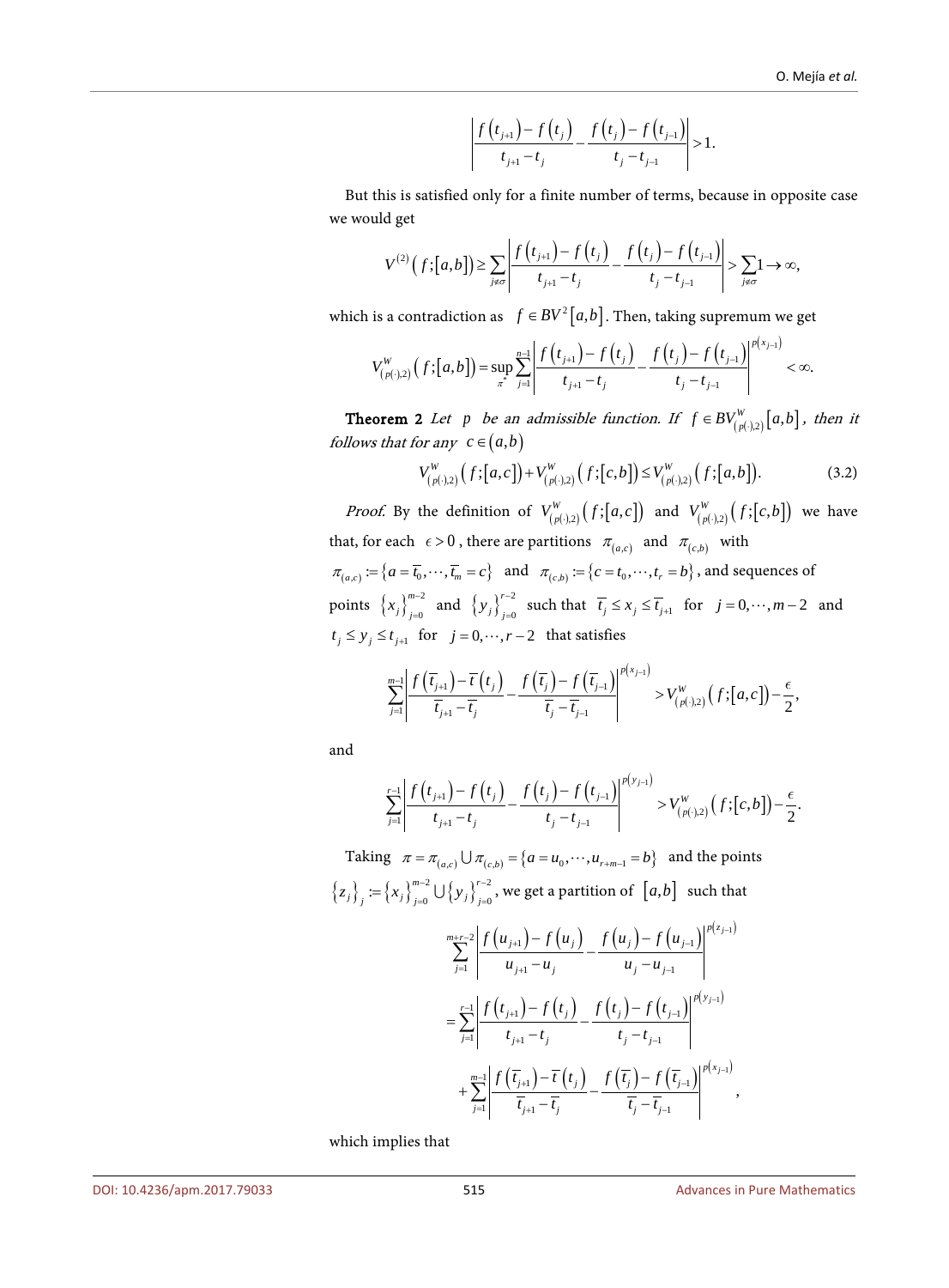$$\left|\frac{f(t_{j+1})-f(t_j)}{t_{j+1}-t_j}-\frac{f(t_j)-f(t_{j-1})}{t_j-t_{j-1}}\right|>1.$$

But this is satisfied only for a finite number of terms, because in opposite case we would get

$$V^{(2)}(f;[a,b])\geq\sum_{j\notin\sigma}\left|\frac{f(t_{j+1})-f(t_j)}{t_{j+1}-t_j}-\frac{f(t_j)-f(t_{j-1})}{t_j-t_{j-1}}\right|>\sum_{j\notin\sigma}1\to\infty,$$

which is a contradiction as $f\in BV^2[a,b]$. Then, taking supremum we get

$$V^W_{(p(\cdot),2)}(f;[a,b])=\sup_{\pi^*}\sum_{j=1}^{n-1}\left|\frac{f(t_{j+1})-f(t_j)}{t_{j+1}-t_j}-\frac{f(t_j)-f(t_{j-1})}{t_j-t_{j-1}}\right|^{p(x_{j-1})}<\infty.$$

**Theorem 2** *Let $p$ be an admissible function. If $f\in BV^W_{(p(\cdot),2)}[a,b]$, then it follows that for any $c\in(a,b)$*

$$V^W_{(p(\cdot),2)}(f;[a,c])+V^W_{(p(\cdot),2)}(f;[c,b])\leq V^W_{(p(\cdot),2)}(f;[a,b]).\tag{3.2}$$

*Proof.* By the definition of $V^W_{(p(\cdot),2)}(f;[a,c])$ and $V^W_{(p(\cdot),2)}(f;[c,b])$ we have that, for each $\epsilon>0$, there are partitions $\pi_{(a,c)}$ and $\pi_{(c,b)}$ with $\pi_{(a,c)}:=\{a=\overline{t}_0,\cdots,\overline{t}_m=c\}$ and $\pi_{(c,b)}:=\{c=t_0,\cdots,t_r=b\}$, and sequences of points $\{x_j\}_{j=0}^{m-2}$ and $\{y_j\}_{j=0}^{r-2}$ such that $\overline{t}_j\leq x_j\leq\overline{t}_{j+1}$ for $j=0,\cdots,m-2$ and $t_j\leq y_j\leq t_{j+1}$ for $j=0,\cdots,r-2$ that satisfies

$$\sum_{j=1}^{m-1}\left|\frac{f(\overline{t}_{j+1})-\overline{t}(t_j)}{\overline{t}_{j+1}-\overline{t}_j}-\frac{f(\overline{t}_j)-f(\overline{t}_{j-1})}{\overline{t}_j-\overline{t}_{j-1}}\right|^{p(x_{j-1})}>V^W_{(p(\cdot),2)}(f;[a,c])-\frac{\epsilon}{2},$$

and

$$\sum_{j=1}^{r-1}\left|\frac{f(t_{j+1})-f(t_j)}{t_{j+1}-t_j}-\frac{f(t_j)-f(t_{j-1})}{t_j-t_{j-1}}\right|^{p(y_{j-1})}>V^W_{(p(\cdot),2)}(f;[c,b])-\frac{\epsilon}{2}.$$

Taking $\pi=\pi_{(a,c)}\cup\pi_{(c,b)}=\{a=u_0,\cdots,u_{r+m-1}=b\}$ and the points $\{z_j\}_j:=\{x_j\}_{j=0}^{m-2}\cup\{y_j\}_{j=0}^{r-2}$, we get a partition of $[a,b]$ such that

$$\begin{aligned}&\sum_{j=1}^{m+r-2}\left|\frac{f(u_{j+1})-f(u_j)}{u_{j+1}-u_j}-\frac{f(u_j)-f(u_{j-1})}{u_j-u_{j-1}}\right|^{p(z_{j-1})}\\&=\sum_{j=1}^{r-1}\left|\frac{f(t_{j+1})-f(t_j)}{t_{j+1}-t_j}-\frac{f(t_j)-f(t_{j-1})}{t_j-t_{j-1}}\right|^{p(y_{j-1})}\\&\quad+\sum_{j=1}^{m-1}\left|\frac{f(\overline{t}_{j+1})-\overline{t}(t_j)}{\overline{t}_{j+1}-\overline{t}_j}-\frac{f(\overline{t}_j)-f(\overline{t}_{j-1})}{\overline{t}_j-\overline{t}_{j-1}}\right|^{p(x_{j-1})},\end{aligned}$$

which implies that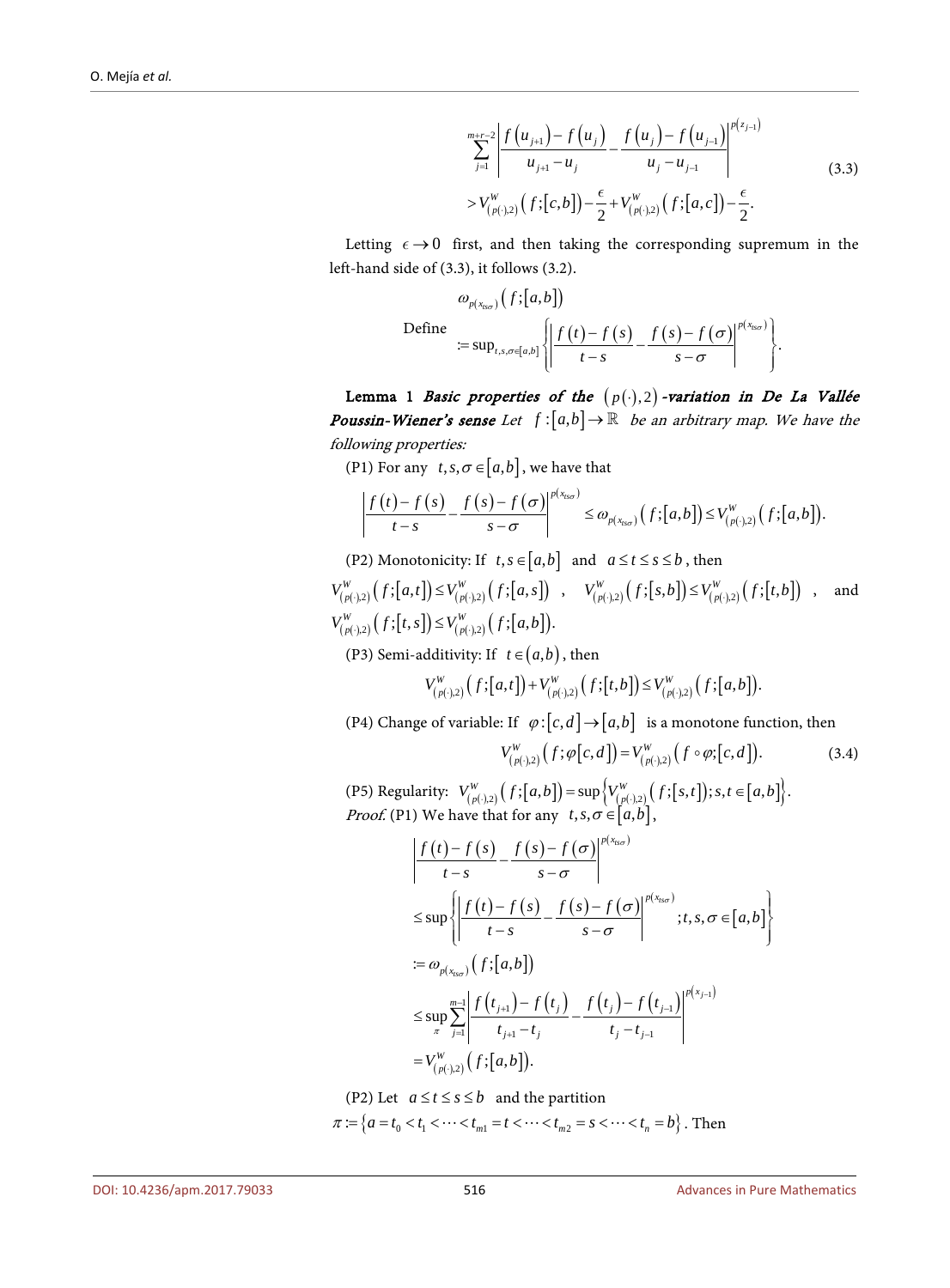$$\sum_{j=1}^{m+r-2}\left|\frac{f(u_{j+1})-f(u_j)}{u_{j+1}-u_j}-\frac{f(u_j)-f(u_{j-1})}{u_j-u_{j-1}}\right|^{p(z_{j-1})} > V^W_{(p(\cdot),2)}(f;[c,b])-\frac{\epsilon}{2}+V^W_{(p(\cdot),2)}(f;[a,c])-\frac{\epsilon}{2}. \tag{3.3}$$

Letting $\epsilon \to 0$ first, and then taking the corresponding supremum in the left-hand side of (3.3), it follows (3.2).

Define

$$\omega_{p(x_{ts\sigma})}(f;[a,b]) := \sup_{t,s,\sigma\in[a,b]}\left\{\left|\frac{f(t)-f(s)}{t-s}-\frac{f(s)-f(\sigma)}{s-\sigma}\right|^{p(x_{ts\sigma})}\right\}.$$

**Lemma 1** ***Basic properties of the*** $(p(\cdot),2)$***-variation in De La Vallée Poussin-Wiener's sense*** *Let* $f:[a,b]\to\mathbb{R}$ *be an arbitrary map. We have the following properties:*

(P1) For any $t,s,\sigma\in[a,b]$, we have that

$$\left|\frac{f(t)-f(s)}{t-s}-\frac{f(s)-f(\sigma)}{s-\sigma}\right|^{p(x_{ts\sigma})} \le \omega_{p(x_{ts\sigma})}(f;[a,b]) \le V^W_{(p(\cdot),2)}(f;[a,b]).$$

(P2) Monotonicity: If $t,s\in[a,b]$ and $a\le t\le s\le b$, then $V^W_{(p(\cdot),2)}(f;[a,t])\le V^W_{(p(\cdot),2)}(f;[a,s])$, $V^W_{(p(\cdot),2)}(f;[s,b])\le V^W_{(p(\cdot),2)}(f;[t,b])$, and $V^W_{(p(\cdot),2)}(f;[t,s])\le V^W_{(p(\cdot),2)}(f;[a,b])$.

(P3) Semi-additivity: If $t\in(a,b)$, then

$$V^W_{(p(\cdot),2)}(f;[a,t])+V^W_{(p(\cdot),2)}(f;[t,b])\le V^W_{(p(\cdot),2)}(f;[a,b]).$$

(P4) Change of variable: If $\varphi:[c,d]\to[a,b]$ is a monotone function, then

$$V^W_{(p(\cdot),2)}(f;\varphi[c,d]) = V^W_{(p(\cdot),2)}(f\circ\varphi;[c,d]). \tag{3.4}$$

(P5) Regularity: $V^W_{(p(\cdot),2)}(f;[a,b]) = \sup\left\{V^W_{(p(\cdot),2)}(f;[s,t]); s,t\in[a,b]\right\}$.

*Proof.* (P1) We have that for any $t,s,\sigma\in[a,b]$,

$$\begin{aligned}
&\left|\frac{f(t)-f(s)}{t-s}-\frac{f(s)-f(\sigma)}{s-\sigma}\right|^{p(x_{ts\sigma})}\\
&\le \sup\left\{\left|\frac{f(t)-f(s)}{t-s}-\frac{f(s)-f(\sigma)}{s-\sigma}\right|^{p(x_{ts\sigma})}; t,s,\sigma\in[a,b]\right\}\\
&:= \omega_{p(x_{ts\sigma})}(f;[a,b])\\
&\le \sup_{\pi}\sum_{j=1}^{m-1}\left|\frac{f(t_{j+1})-f(t_j)}{t_{j+1}-t_j}-\frac{f(t_j)-f(t_{j-1})}{t_j-t_{j-1}}\right|^{p(x_{j-1})}\\
&= V^W_{(p(\cdot),2)}(f;[a,b]).
\end{aligned}$$

(P2) Let $a\le t\le s\le b$ and the partition $\pi := \{a=t_0<t_1<\cdots<t_{m1}=t<\cdots<t_{m2}=s<\cdots<t_n=b\}$. Then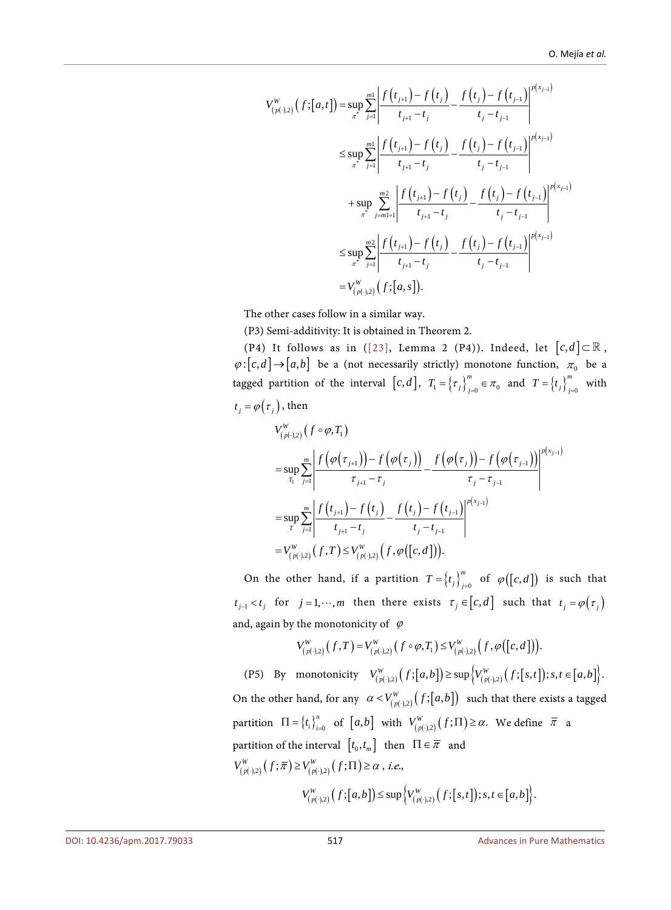$$
\begin{aligned}
V^{W}_{(p(\cdot),2)}\left(f;[a,t]\right) &= \sup_{\pi^*}\sum_{j=1}^{m1}\left|\frac{f(t_{j+1})-f(t_j)}{t_{j+1}-t_j}-\frac{f(t_j)-f(t_{j-1})}{t_j-t_{j-1}}\right|^{p(x_{j-1})} \\
&\le \sup_{\pi^*}\sum_{j=1}^{m1}\left|\frac{f(t_{j+1})-f(t_j)}{t_{j+1}-t_j}-\frac{f(t_j)-f(t_{j-1})}{t_j-t_{j-1}}\right|^{p(x_{j-1})} \\
&\quad + \sup_{\pi^*}\sum_{j=m1+1}^{m2}\left|\frac{f(t_{j+1})-f(t_j)}{t_{j+1}-t_j}-\frac{f(t_j)-f(t_{j-1})}{t_j-t_{j-1}}\right|^{p(x_{j-1})} \\
&\le \sup_{\pi^*}\sum_{j=1}^{m2}\left|\frac{f(t_{j+1})-f(t_j)}{t_{j+1}-t_j}-\frac{f(t_j)-f(t_{j-1})}{t_j-t_{j-1}}\right|^{p(x_{j-1})} \\
&= V^{W}_{(p(\cdot),2)}\left(f;[a,s]\right).
\end{aligned}
$$

The other cases follow in a similar way.

(P3) Semi-additivity: It is obtained in Theorem 2.

(P4) It follows as in ([23], Lemma 2 (P4)). Indeed, let $[c,d]\subset\mathbb{R}$, $\varphi:[c,d]\to[a,b]$ be a (not necessarily strictly) monotone function, $\pi_0$ be a tagged partition of the interval $[c,d]$, $T_1=\{\tau_j\}_{j=0}^{m}\in\pi_0$ and $T=\{t_j\}_{j=0}^{m}$ with $t_j=\varphi(\tau_j)$, then

$$
\begin{aligned}
&V^{W}_{(p(\cdot),2)}\left(f\circ\varphi,T_1\right) \\
&= \sup_{T_1}\sum_{j=1}^{m}\left|\frac{f(\varphi(\tau_{j+1}))-f(\varphi(\tau_j))}{\tau_{j+1}-\tau_j}-\frac{f(\varphi(\tau_j))-f(\varphi(\tau_{j-1}))}{\tau_j-\tau_{j-1}}\right|^{p(x_{j-1})} \\
&= \sup_{T}\sum_{j=1}^{m}\left|\frac{f(t_{j+1})-f(t_j)}{t_{j+1}-t_j}-\frac{f(t_j)-f(t_{j-1})}{t_j-t_{j-1}}\right|^{p(x_{j-1})} \\
&= V^{W}_{(p(\cdot),2)}\left(f,T\right)\le V^{W}_{(p(\cdot),2)}\left(f,\varphi([c,d])\right).
\end{aligned}
$$

On the other hand, if a partition $T=\{t_j\}_{j=0}^{m}$ of $\varphi([c,d])$ is such that $t_{j-1}<t_j$ for $j=1,\cdots,m$ then there exists $\tau_j\in[c,d]$ such that $t_j=\varphi(\tau_j)$ and, again by the monotonicity of $\varphi$

$$
V^{W}_{(p(\cdot),2)}\left(f,T\right)=V^{W}_{(p(\cdot),2)}\left(f\circ\varphi,T_1\right)\le V^{W}_{(p(\cdot),2)}\left(f,\varphi([c,d])\right).
$$

(P5) By monotonicity $V^{W}_{(p(\cdot),2)}\left(f;[a,b]\right)\ge\sup\left\{V^{W}_{(p(\cdot),2)}\left(f;[s,t]\right);s,t\in[a,b]\right\}$. On the other hand, for any $\alpha<V^{W}_{(p(\cdot),2)}\left(f;[a,b]\right)$ such that there exists a tagged partition $\Pi=\{t_i\}_{i=0}^{n}$ of $[a,b]$ with $V^{W}_{(p(\cdot),2)}\left(f;\Pi\right)\ge\alpha$. We define $\bar{\pi}$ a partition of the interval $[t_0,t_m]$ then $\Pi\in\bar{\pi}$ and $V^{W}_{(p(\cdot),2)}\left(f;\bar{\pi}\right)\ge V^{W}_{(p(\cdot),2)}\left(f;\Pi\right)\ge\alpha$, *i.e.*,

$$
V^{W}_{(p(\cdot),2)}\left(f;[a,b]\right)\le\sup\left\{V^{W}_{(p(\cdot),2)}\left(f;[s,t]\right);s,t\in[a,b]\right\}.
$$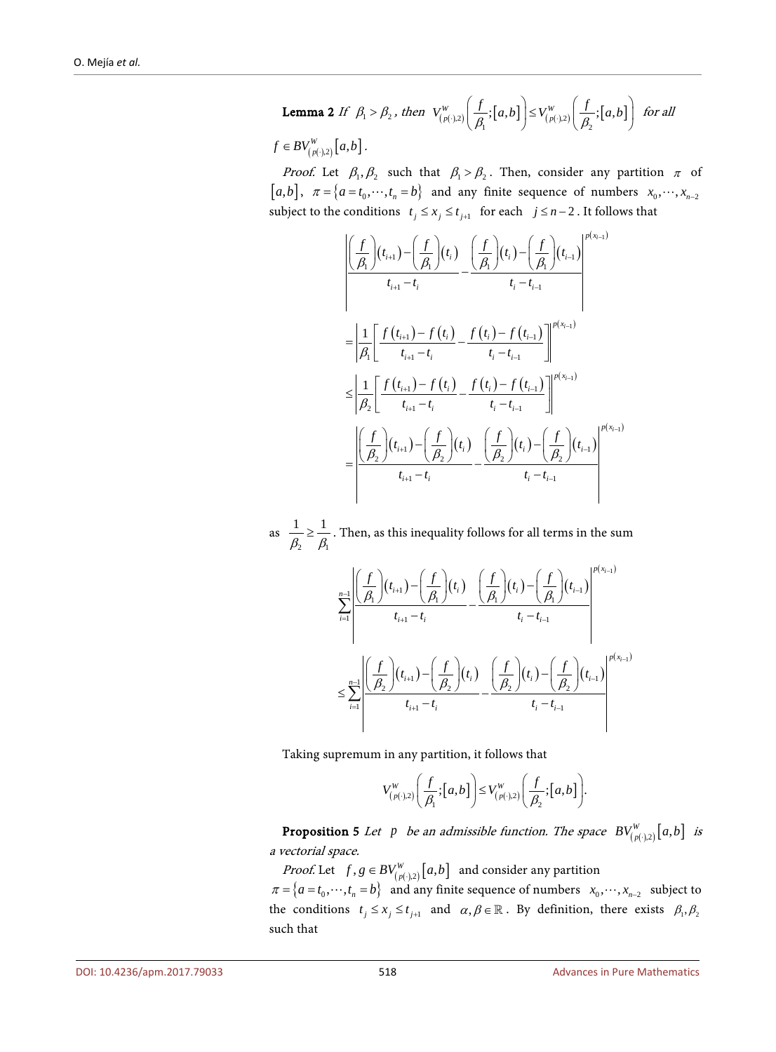**Lemma 2** *If* $\beta_1 > \beta_2$, *then* $V^W_{(p(\cdot),2)}\left(\frac{f}{\beta_1};[a,b]\right) \le V^W_{(p(\cdot),2)}\left(\frac{f}{\beta_2};[a,b]\right)$ *for all* $f \in BV^W_{(p(\cdot),2)}[a,b]$.

*Proof.* Let $\beta_1, \beta_2$ such that $\beta_1 > \beta_2$. Then, consider any partition $\pi$ of $[a,b]$, $\pi = \{a = t_0, \cdots, t_n = b\}$ and any finite sequence of numbers $x_0, \cdots, x_{n-2}$ subject to the conditions $t_j \le x_j \le t_{j+1}$ for each $j \le n-2$. It follows that

$$\left| \frac{\left(\frac{f}{\beta_1}\right)(t_{i+1}) - \left(\frac{f}{\beta_1}\right)(t_i)}{t_{i+1} - t_i} - \frac{\left(\frac{f}{\beta_1}\right)(t_i) - \left(\frac{f}{\beta_1}\right)(t_{i-1})}{t_i - t_{i-1}} \right|^{p(x_{i-1})}$$

$$= \left| \frac{1}{\beta_1}\left[ \frac{f(t_{i+1}) - f(t_i)}{t_{i+1} - t_i} - \frac{f(t_i) - f(t_{i-1})}{t_i - t_{i-1}} \right] \right|^{p(x_{i-1})}$$

$$\le \left| \frac{1}{\beta_2}\left[ \frac{f(t_{i+1}) - f(t_i)}{t_{i+1} - t_i} - \frac{f(t_i) - f(t_{i-1})}{t_i - t_{i-1}} \right] \right|^{p(x_{i-1})}$$

$$= \left| \frac{\left(\frac{f}{\beta_2}\right)(t_{i+1}) - \left(\frac{f}{\beta_2}\right)(t_i)}{t_{i+1} - t_i} - \frac{\left(\frac{f}{\beta_2}\right)(t_i) - \left(\frac{f}{\beta_2}\right)(t_{i-1})}{t_i - t_{i-1}} \right|^{p(x_{i-1})}$$

as $\frac{1}{\beta_2} \ge \frac{1}{\beta_1}$. Then, as this inequality follows for all terms in the sum

$$\sum_{i=1}^{n-1} \left| \frac{\left(\frac{f}{\beta_1}\right)(t_{i+1}) - \left(\frac{f}{\beta_1}\right)(t_i)}{t_{i+1} - t_i} - \frac{\left(\frac{f}{\beta_1}\right)(t_i) - \left(\frac{f}{\beta_1}\right)(t_{i-1})}{t_i - t_{i-1}} \right|^{p(x_{i-1})}$$

$$\le \sum_{i=1}^{n-1} \left| \frac{\left(\frac{f}{\beta_2}\right)(t_{i+1}) - \left(\frac{f}{\beta_2}\right)(t_i)}{t_{i+1} - t_i} - \frac{\left(\frac{f}{\beta_2}\right)(t_i) - \left(\frac{f}{\beta_2}\right)(t_{i-1})}{t_i - t_{i-1}} \right|^{p(x_{i-1})}$$

Taking supremum in any partition, it follows that

$$V^W_{(p(\cdot),2)}\left(\frac{f}{\beta_1};[a,b]\right) \le V^W_{(p(\cdot),2)}\left(\frac{f}{\beta_2};[a,b]\right).$$

**Proposition 5** *Let* $p$ *be an admissible function. The space* $BV^W_{(p(\cdot),2)}[a,b]$ *is a vectorial space.*

*Proof.* Let $f, g \in BV^W_{(p(\cdot),2)}[a,b]$ and consider any partition $\pi = \{a = t_0, \cdots, t_n = b\}$ and any finite sequence of numbers $x_0, \cdots, x_{n-2}$ subject to the conditions $t_j \le x_j \le t_{j+1}$ and $\alpha, \beta \in \mathbb{R}$. By definition, there exists $\beta_1, \beta_2$ such that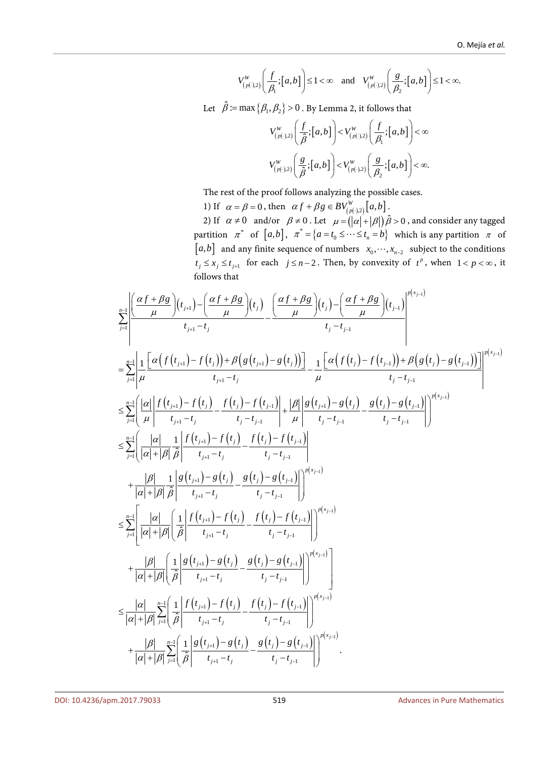$$V^{W}_{(p(\cdot),2)}\left(\frac{f}{\beta_1};[a,b]\right)\le 1<\infty \quad\text{and}\quad V^{W}_{(p(\cdot),2)}\left(\frac{g}{\beta_2};[a,b]\right)\le 1<\infty.$$

Let $\hat{\beta}:=\max\{\beta_1,\beta_2\}>0$. By Lemma 2, it follows that

$$V^{W}_{(p(\cdot),2)}\left(\frac{f}{\hat{\beta}};[a,b]\right)<V^{W}_{(p(\cdot),2)}\left(\frac{f}{\beta_1};[a,b]\right)<\infty$$

$$V^{W}_{(p(\cdot),2)}\left(\frac{g}{\hat{\beta}};[a,b]\right)<V^{W}_{(p(\cdot),2)}\left(\frac{g}{\beta_2};[a,b]\right)<\infty.$$

The rest of the proof follows analyzing the possible cases.

1) If $\alpha=\beta=0$, then $\alpha f+\beta g\in BV^{W}_{(p(\cdot),2)}[a,b]$.

2) If $\alpha\neq 0$ and/or $\beta\neq 0$. Let $\mu=(|\alpha|+|\beta|)\hat{\beta}>0$, and consider any tagged partition $\pi^*$ of $[a,b]$, $\pi^*=\{a=t_0\le\cdots\le t_n=b\}$ which is any partition $\pi$ of $[a,b]$ and any finite sequence of numbers $x_0,\cdots,x_{n-2}$ subject to the conditions $t_j\le x_j\le t_{j+1}$ for each $j\le n-2$. Then, by convexity of $t^p$, when $1<p<\infty$, it follows that

$$
\begin{aligned}
&\sum_{j=1}^{n-1}\left|\frac{\left(\frac{\alpha f+\beta g}{\mu}\right)(t_{j+1})-\left(\frac{\alpha f+\beta g}{\mu}\right)(t_j)}{t_{j+1}-t_j}-\frac{\left(\frac{\alpha f+\beta g}{\mu}\right)(t_j)-\left(\frac{\alpha f+\beta g}{\mu}\right)(t_{j-1})}{t_j-t_{j-1}}\right|^{p(x_{j-1})}\\
&=\sum_{j=1}^{n-1}\left|\frac{1}{\mu}\frac{\left[\alpha\left(f(t_{j+1})-f(t_j)\right)+\beta\left(g(t_{j+1})-g(t_j)\right)\right]}{t_{j+1}-t_j}-\frac{1}{\mu}\frac{\left[\alpha\left(f(t_j)-f(t_{j-1})\right)+\beta\left(g(t_j)-g(t_{j-1})\right)\right]}{t_j-t_{j-1}}\right|^{p(x_{j-1})}\\
&\le\sum_{j=1}^{n-1}\left(\frac{|\alpha|}{\mu}\left|\frac{f(t_{j+1})-f(t_j)}{t_{j+1}-t_j}-\frac{f(t_j)-f(t_{j-1})}{t_j-t_{j-1}}\right|+\frac{|\beta|}{\mu}\left|\frac{g(t_{j+1})-g(t_j)}{t_j-t_{j-1}}-\frac{g(t_j)-g(t_{j-1})}{t_j-t_{j-1}}\right|\right)^{p(x_{j-1})}\\
&\le\sum_{j=1}^{n-1}\left(\frac{|\alpha|}{|\alpha|+|\beta|}\frac{1}{\hat{\beta}}\left|\frac{f(t_{j+1})-f(t_j)}{t_{j+1}-t_j}-\frac{f(t_j)-f(t_{j-1})}{t_j-t_{j-1}}\right|\right.\\
&\qquad\left.+\frac{|\beta|}{|\alpha|+|\beta|}\frac{1}{\hat{\beta}}\left|\frac{g(t_{j+1})-g(t_j)}{t_{j+1}-t_j}-\frac{g(t_j)-g(t_{j-1})}{t_j-t_{j-1}}\right|\right)^{p(x_{j-1})}\\
&\le\sum_{j=1}^{n-1}\left[\frac{|\alpha|}{|\alpha|+|\beta|}\left(\frac{1}{\hat{\beta}}\left|\frac{f(t_{j+1})-f(t_j)}{t_{j+1}-t_j}-\frac{f(t_j)-f(t_{j-1})}{t_j-t_{j-1}}\right|\right)^{p(x_{j-1})}\right.\\
&\qquad\left.+\frac{|\beta|}{|\alpha|+|\beta|}\left(\frac{1}{\hat{\beta}}\left|\frac{g(t_{j+1})-g(t_j)}{t_{j+1}-t_j}-\frac{g(t_j)-g(t_{j-1})}{t_j-t_{j-1}}\right|\right)^{p(x_{j-1})}\right]\\
&\le\frac{|\alpha|}{|\alpha|+|\beta|}\sum_{j=1}^{n-1}\left(\frac{1}{\hat{\beta}}\left|\frac{f(t_{j+1})-f(t_j)}{t_{j+1}-t_j}-\frac{f(t_j)-f(t_{j-1})}{t_j-t_{j-1}}\right|\right)^{p(x_{j-1})}\\
&\qquad+\frac{|\beta|}{|\alpha|+|\beta|}\sum_{j=1}^{n-1}\left(\frac{1}{\hat{\beta}}\left|\frac{g(t_{j+1})-g(t_j)}{t_{j+1}-t_j}-\frac{g(t_j)-g(t_{j-1})}{t_j-t_{j-1}}\right|\right)^{p(x_{j-1})}.
\end{aligned}
$$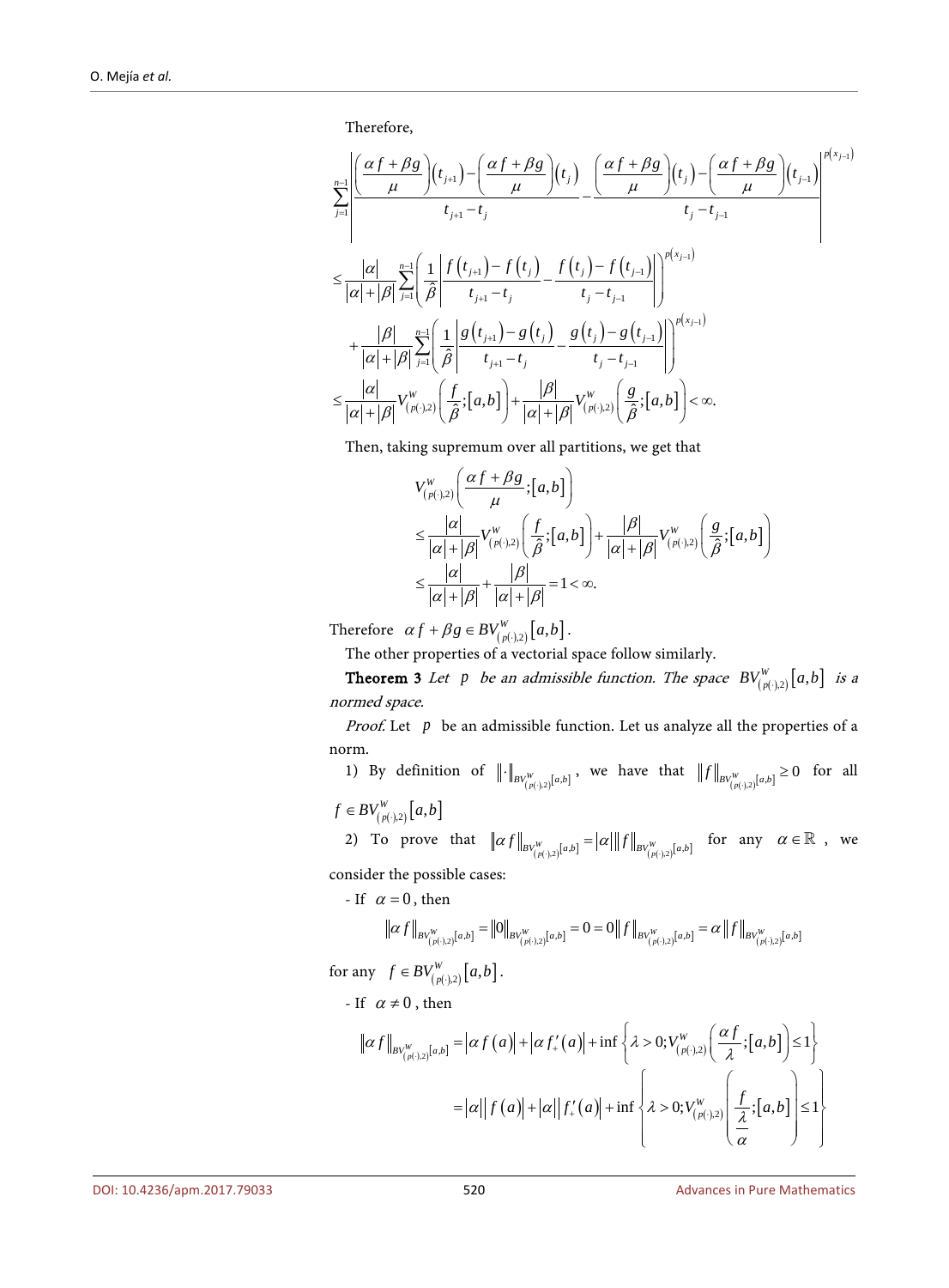Therefore,

$$\sum_{j=1}^{n-1}\left|\frac{\left(\frac{\alpha f+\beta g}{\mu}\right)(t_{j+1})-\left(\frac{\alpha f+\beta g}{\mu}\right)(t_j)}{t_{j+1}-t_j}-\frac{\left(\frac{\alpha f+\beta g}{\mu}\right)(t_j)-\left(\frac{\alpha f+\beta g}{\mu}\right)(t_{j-1})}{t_j-t_{j-1}}\right|^{p(x_{j-1})}$$

$$\leq \frac{|\alpha|}{|\alpha|+|\beta|}\sum_{j=1}^{n-1}\left(\frac{1}{\hat{\beta}}\left|\frac{f(t_{j+1})-f(t_j)}{t_{j+1}-t_j}-\frac{f(t_j)-f(t_{j-1})}{t_j-t_{j-1}}\right|\right)^{p(x_{j-1})}$$

$$+\frac{|\beta|}{|\alpha|+|\beta|}\sum_{j=1}^{n-1}\left(\frac{1}{\hat{\beta}}\left|\frac{g(t_{j+1})-g(t_j)}{t_{j+1}-t_j}-\frac{g(t_j)-g(t_{j-1})}{t_j-t_{j-1}}\right|\right)^{p(x_{j-1})}$$

$$\leq \frac{|\alpha|}{|\alpha|+|\beta|}V^W_{(p(\cdot),2)}\left(\frac{f}{\hat{\beta}};[a,b]\right)+\frac{|\beta|}{|\alpha|+|\beta|}V^W_{(p(\cdot),2)}\left(\frac{g}{\hat{\beta}};[a,b]\right)<\infty.$$

Then, taking supremum over all partitions, we get that

$$\begin{aligned}
&V^W_{(p(\cdot),2)}\left(\frac{\alpha f+\beta g}{\mu};[a,b]\right)\\
&\leq \frac{|\alpha|}{|\alpha|+|\beta|}V^W_{(p(\cdot),2)}\left(\frac{f}{\hat{\beta}};[a,b]\right)+\frac{|\beta|}{|\alpha|+|\beta|}V^W_{(p(\cdot),2)}\left(\frac{g}{\hat{\beta}};[a,b]\right)\\
&\leq \frac{|\alpha|}{|\alpha|+|\beta|}+\frac{|\beta|}{|\alpha|+|\beta|}=1<\infty.
\end{aligned}$$

Therefore $\alpha f+\beta g\in BV^W_{(p(\cdot),2)}[a,b]$.

The other properties of a vectorial space follow similarly.

**Theorem 3** *Let $p$ be an admissible function. The space $BV^W_{(p(\cdot),2)}[a,b]$ is a normed space.*

*Proof.* Let $p$ be an admissible function. Let us analyze all the properties of a norm.

1) By definition of $\|\cdot\|_{BV^W_{(p(\cdot),2)}[a,b]}$, we have that $\|f\|_{BV^W_{(p(\cdot),2)}[a,b]}\geq 0$ for all $f\in BV^W_{(p(\cdot),2)}[a,b]$

2) To prove that $\|\alpha f\|_{BV^W_{(p(\cdot),2)}[a,b]}=|\alpha|\|f\|_{BV^W_{(p(\cdot),2)}[a,b]}$ for any $\alpha\in\mathbb{R}$, we consider the possible cases:

- If $\alpha=0$, then

$$\|\alpha f\|_{BV^W_{(p(\cdot),2)}[a,b]}=\|0\|_{BV^W_{(p(\cdot),2)}[a,b]}=0=0\|f\|_{BV^W_{(p(\cdot),2)}[a,b]}=\alpha\|f\|_{BV^W_{(p(\cdot),2)}[a,b]}$$

for any $f\in BV^W_{(p(\cdot),2)}[a,b]$.

- If $\alpha\neq 0$, then

$$\begin{aligned}
\|\alpha f\|_{BV^W_{(p(\cdot),2)}[a,b]}&=|\alpha f(a)|+|\alpha f'_+(a)|+\inf\left\{\lambda>0;V^W_{(p(\cdot),2)}\left(\frac{\alpha f}{\lambda};[a,b]\right)\leq 1\right\}\\
&=|\alpha||f(a)|+|\alpha||f'_+(a)|+\inf\left\{\lambda>0;V^W_{(p(\cdot),2)}\left(\frac{f}{\frac{\lambda}{\alpha}};[a,b]\right)\leq 1\right\}
\end{aligned}$$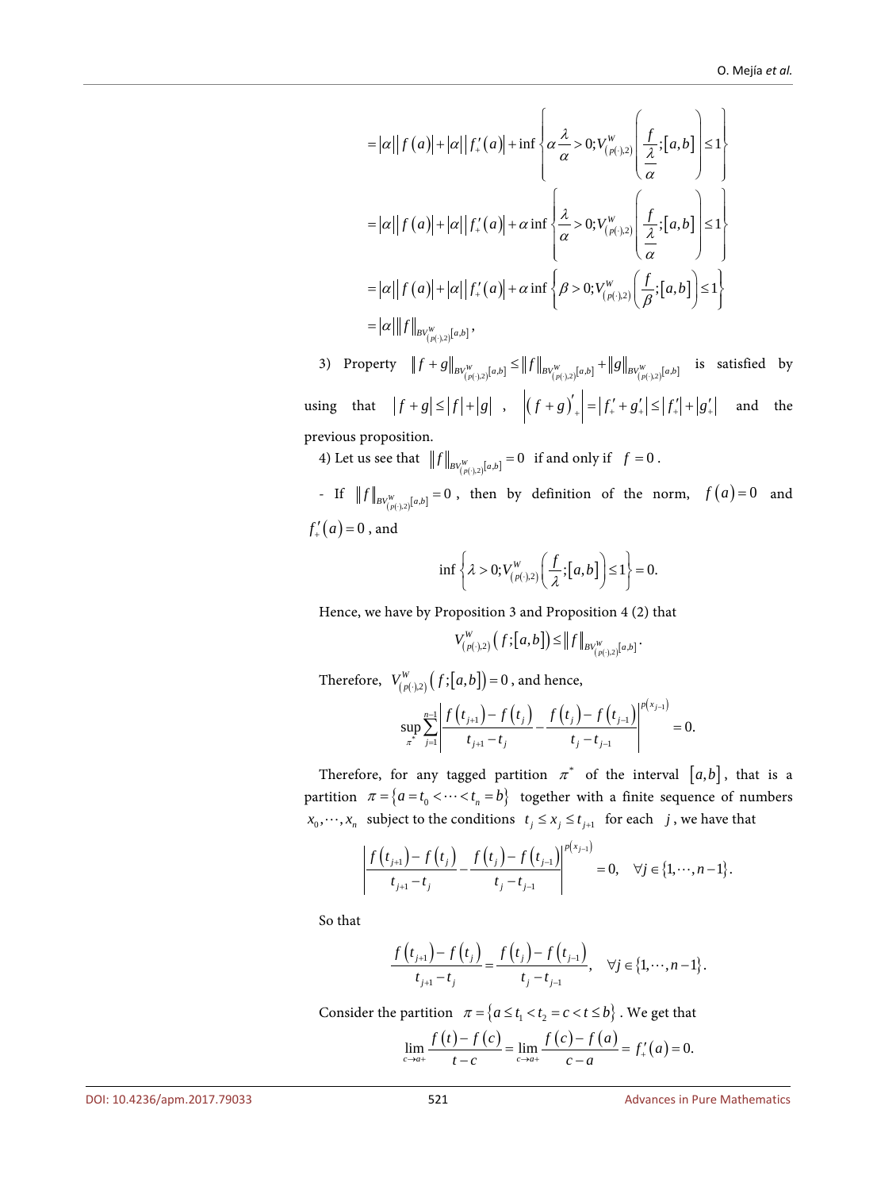$$= |\alpha||f(a)| + |\alpha||f'_+(a)| + \inf\left\{\alpha\frac{\lambda}{\alpha} > 0; V^W_{(p(\cdot),2)}\left(\frac{f}{\frac{\lambda}{\alpha}};[a,b]\right) \le 1\right\}$$

$$= |\alpha||f(a)| + |\alpha||f'_+(a)| + \alpha\inf\left\{\frac{\lambda}{\alpha} > 0; V^W_{(p(\cdot),2)}\left(\frac{f}{\frac{\lambda}{\alpha}};[a,b]\right) \le 1\right\}$$

$$= |\alpha||f(a)| + |\alpha||f'_+(a)| + \alpha\inf\left\{\beta > 0; V^W_{(p(\cdot),2)}\left(\frac{f}{\beta};[a,b]\right) \le 1\right\}$$

$$= |\alpha|\|f\|_{BV^W_{(p(\cdot),2)}[a,b]},$$

3) Property $\|f+g\|_{BV^W_{(p(\cdot),2)}[a,b]} \le \|f\|_{BV^W_{(p(\cdot),2)}[a,b]} + \|g\|_{BV^W_{(p(\cdot),2)}[a,b]}$ is satisfied by using that $|f+g| \le |f|+|g|$ , $\left|(f+g)'_+\right| = |f'_+ + g'_+| \le |f'_+| + |g'_+|$ and the previous proposition.

4) Let us see that $\|f\|_{BV^W_{(p(\cdot),2)}[a,b]} = 0$ if and only if $f = 0$ .

- If $\|f\|_{BV^W_{(p(\cdot),2)}[a,b]} = 0$ , then by definition of the norm, $f(a) = 0$ and $f'_+(a) = 0$ , and

$$\inf\left\{\lambda > 0; V^W_{(p(\cdot),2)}\left(\frac{f}{\lambda};[a,b]\right) \le 1\right\} = 0.$$

Hence, we have by Proposition 3 and Proposition 4 (2) that

$$V^W_{(p(\cdot),2)}(f;[a,b]) \le \|f\|_{BV^W_{(p(\cdot),2)}[a,b]}.$$

Therefore, $V^W_{(p(\cdot),2)}(f;[a,b]) = 0$ , and hence,

$$\sup_{\pi^*}\sum_{j=1}^{n-1}\left|\frac{f(t_{j+1})-f(t_j)}{t_{j+1}-t_j} - \frac{f(t_j)-f(t_{j-1})}{t_j-t_{j-1}}\right|^{p(x_{j-1})} = 0.$$

Therefore, for any tagged partition $\pi^*$ of the interval $[a,b]$, that is a partition $\pi = \{a = t_0 < \cdots < t_n = b\}$ together with a finite sequence of numbers $x_0,\cdots,x_n$ subject to the conditions $t_j \le x_j \le t_{j+1}$ for each $j$, we have that

$$\left|\frac{f(t_{j+1})-f(t_j)}{t_{j+1}-t_j} - \frac{f(t_j)-f(t_{j-1})}{t_j-t_{j-1}}\right|^{p(x_{j-1})} = 0, \quad \forall j \in \{1,\cdots,n-1\}.$$

So that

$$\frac{f(t_{j+1})-f(t_j)}{t_{j+1}-t_j} = \frac{f(t_j)-f(t_{j-1})}{t_j-t_{j-1}}, \quad \forall j \in \{1,\cdots,n-1\}.$$

Consider the partition $\pi = \{a \le t_1 < t_2 = c < t \le b\}$ . We get that

$$\lim_{c\to a+}\frac{f(t)-f(c)}{t-c} = \lim_{c\to a+}\frac{f(c)-f(a)}{c-a} = f'_+(a) = 0.$$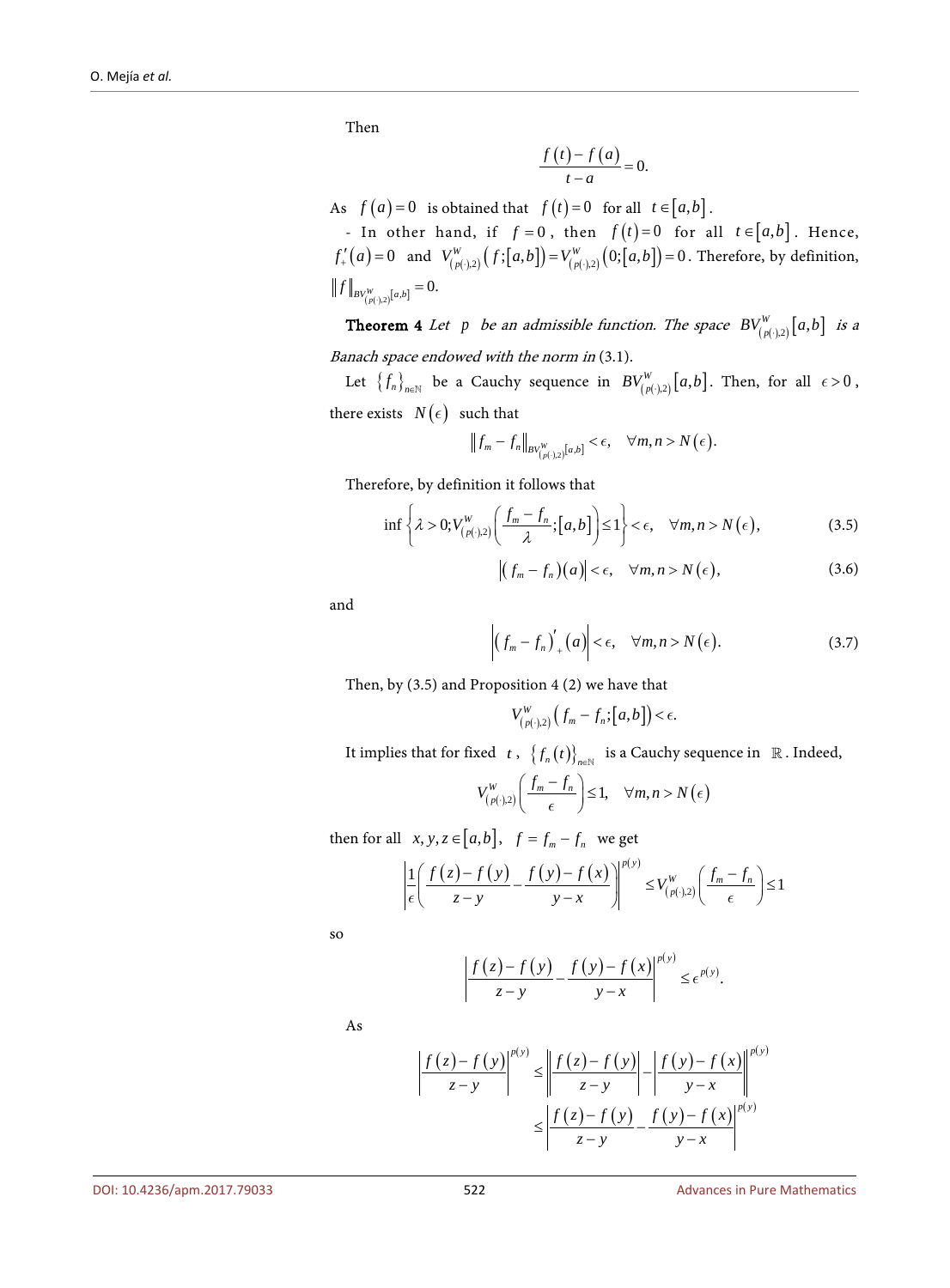Then

$$\frac{f(t)-f(a)}{t-a}=0.$$

As $f(a)=0$ is obtained that $f(t)=0$ for all $t\in[a,b]$.

- In other hand, if $f=0$, then $f(t)=0$ for all $t\in[a,b]$. Hence, $f'_{+}(a)=0$ and $V^{W}_{(p(\cdot),2)}(f;[a,b])=V^{W}_{(p(\cdot),2)}(0;[a,b])=0$. Therefore, by definition, $\|f\|_{BV^{W}_{(p(\cdot),2)}[a,b]}=0.$

**Theorem 4** *Let* $p$ *be an admissible function. The space* $BV^{W}_{(p(\cdot),2)}[a,b]$ *is a Banach space endowed with the norm in* (3.1).

Let $\{f_n\}_{n\in\mathbb{N}}$ be a Cauchy sequence in $BV^{W}_{(p(\cdot),2)}[a,b]$. Then, for all $\epsilon>0$, there exists $N(\epsilon)$ such that

$$\|f_m-f_n\|_{BV^{W}_{(p(\cdot),2)}[a,b]}<\epsilon,\quad \forall m,n>N(\epsilon).$$

Therefore, by definition it follows that

$$\inf\left\{\lambda>0;V^{W}_{(p(\cdot),2)}\left(\frac{f_m-f_n}{\lambda};[a,b]\right)\le 1\right\}<\epsilon,\quad \forall m,n>N(\epsilon),\tag{3.5}$$

$$\left|(f_m-f_n)(a)\right|<\epsilon,\quad \forall m,n>N(\epsilon),\tag{3.6}$$

and

$$\left|(f_m-f_n)'_{+}(a)\right|<\epsilon,\quad \forall m,n>N(\epsilon).\tag{3.7}$$

Then, by (3.5) and Proposition 4 (2) we have that

$$V^{W}_{(p(\cdot),2)}(f_m-f_n;[a,b])<\epsilon.$$

It implies that for fixed $t$, $\{f_n(t)\}_{n\in\mathbb{N}}$ is a Cauchy sequence in $\mathbb{R}$. Indeed,

$$V^{W}_{(p(\cdot),2)}\left(\frac{f_m-f_n}{\epsilon}\right)\le 1,\quad \forall m,n>N(\epsilon)$$

then for all $x,y,z\in[a,b]$, $f=f_m-f_n$ we get

$$\left|\frac{1}{\epsilon}\left(\frac{f(z)-f(y)}{z-y}-\frac{f(y)-f(x)}{y-x}\right)\right|^{p(y)}\le V^{W}_{(p(\cdot),2)}\left(\frac{f_m-f_n}{\epsilon}\right)\le 1$$

so

$$\left|\frac{f(z)-f(y)}{z-y}-\frac{f(y)-f(x)}{y-x}\right|^{p(y)}\le \epsilon^{p(y)}.$$

As

$$\begin{aligned}\left|\frac{f(z)-f(y)}{z-y}\right|^{p(y)}&\le\left|\left|\frac{f(z)-f(y)}{z-y}\right|-\left|\frac{f(y)-f(x)}{y-x}\right|\right|^{p(y)}\\&\le\left|\frac{f(z)-f(y)}{z-y}-\frac{f(y)-f(x)}{y-x}\right|^{p(y)}\end{aligned}$$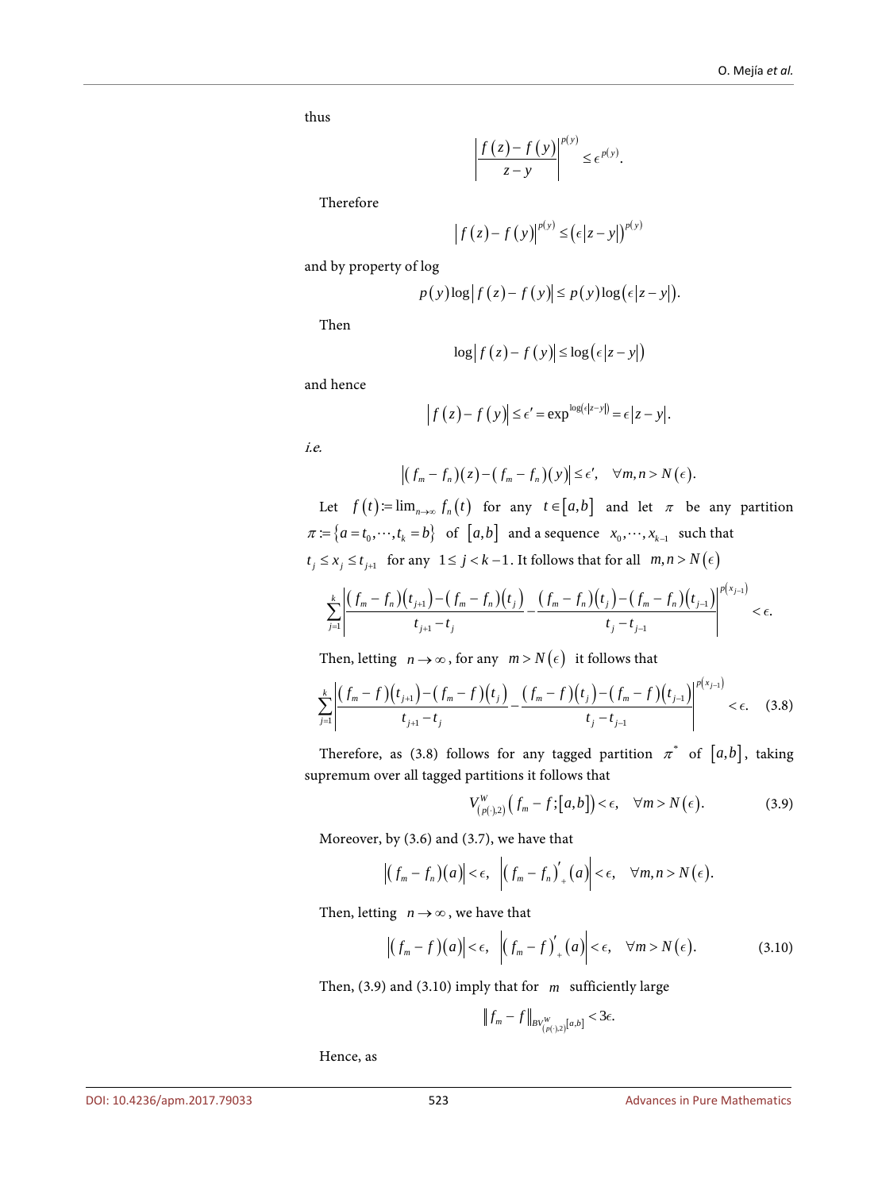thus

$$\left|\frac{f(z)-f(y)}{z-y}\right|^{p(y)} \leq \epsilon^{p(y)}.$$

Therefore

$$\left|f(z)-f(y)\right|^{p(y)} \leq \left(\epsilon|z-y|\right)^{p(y)}$$

and by property of log

$$p(y)\log\left|f(z)-f(y)\right| \leq p(y)\log\left(\epsilon|z-y|\right).$$

Then

$$\log\left|f(z)-f(y)\right| \leq \log\left(\epsilon|z-y|\right)$$

and hence

$$\left|f(z)-f(y)\right| \leq \epsilon' = \exp^{\log(\epsilon|z-y|)} = \epsilon|z-y|.$$

*i.e.*

$$\left|(f_m-f_n)(z)-(f_m-f_n)(y)\right| \leq \epsilon', \quad \forall m,n > N(\epsilon).$$

Let $f(t) := \lim_{n\to\infty} f_n(t)$ for any $t\in[a,b]$ and let $\pi$ be any partition $\pi := \{a=t_0,\cdots,t_k=b\}$ of $[a,b]$ and a sequence $x_0,\cdots,x_{k-1}$ such that $t_j \leq x_j \leq t_{j+1}$ for any $1\leq j<k-1$. It follows that for all $m,n>N(\epsilon)$

$$\sum_{j=1}^{k}\left|\frac{(f_m-f_n)(t_{j+1})-(f_m-f_n)(t_j)}{t_{j+1}-t_j}-\frac{(f_m-f_n)(t_j)-(f_m-f_n)(t_{j-1})}{t_j-t_{j-1}}\right|^{p(x_{j-1})} < \epsilon.$$

Then, letting $n\to\infty$, for any $m>N(\epsilon)$ it follows that

$$\sum_{j=1}^{k}\left|\frac{(f_m-f)(t_{j+1})-(f_m-f)(t_j)}{t_{j+1}-t_j}-\frac{(f_m-f)(t_j)-(f_m-f)(t_{j-1})}{t_j-t_{j-1}}\right|^{p(x_{j-1})} < \epsilon. \quad (3.8)$$

Therefore, as (3.8) follows for any tagged partition $\pi^*$ of $[a,b]$, taking supremum over all tagged partitions it follows that

$$V^W_{(p(\cdot),2)}\left(f_m-f;[a,b]\right) < \epsilon, \quad \forall m>N(\epsilon). \quad (3.9)$$

Moreover, by (3.6) and (3.7), we have that

$$\left|(f_m-f_n)(a)\right| < \epsilon, \quad \left|(f_m-f_n)'_+(a)\right| < \epsilon, \quad \forall m,n>N(\epsilon).$$

Then, letting $n\to\infty$, we have that

$$\left|(f_m-f)(a)\right| < \epsilon, \quad \left|(f_m-f)'_+(a)\right| < \epsilon, \quad \forall m>N(\epsilon). \quad (3.10)$$

Then, (3.9) and (3.10) imply that for $m$ sufficiently large

$$\|f_m-f\|_{BV^W_{(p(\cdot),2)}[a,b]} < 3\epsilon.$$

Hence, as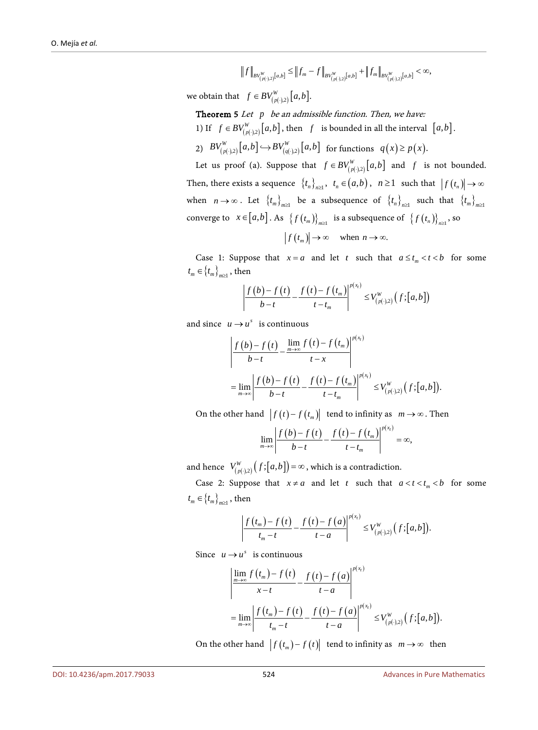$$\|f\|_{BV^W_{(p(\cdot),2)}[a,b]} \le \|f_m - f\|_{BV^W_{(p(\cdot),2)}[a,b]} + \|f_m\|_{BV^W_{(p(\cdot),2)}[a,b]} < \infty,$$

we obtain that $f \in BV^W_{(p(\cdot),2)}[a,b]$.

**Theorem 5** *Let $p$ be an admissible function. Then, we have:*

1) If $f \in BV^W_{(p(\cdot),2)}[a,b]$, then $f$ is bounded in all the interval $[a,b]$.

2) $BV^W_{(p(\cdot),2)}[a,b] \hookrightarrow BV^W_{(q(\cdot),2)}[a,b]$ for functions $q(x) \ge p(x)$.

Let us proof (a). Suppose that $f \in BV^W_{(p(\cdot),2)}[a,b]$ and $f$ is not bounded. Then, there exists a sequence $\{t_n\}_{n\ge1}$, $t_n \in (a,b)$, $n \ge 1$ such that $|f(t_n)| \to \infty$ when $n \to \infty$. Let $\{t_m\}_{m\ge1}$ be a subsequence of $\{t_n\}_{n\ge1}$ such that $\{t_m\}_{m\ge1}$ converge to $x \in [a,b]$. As $\{f(t_m)\}_{m\ge1}$ is a subsequence of $\{f(t_n)\}_{n\ge1}$, so

$$|f(t_m)| \to \infty \quad \text{when } n \to \infty.$$

Case 1: Suppose that $x = a$ and let $t$ such that $a \le t_m < t < b$ for some $t_m \in \{t_m\}_{m\ge1}$, then

$$\left|\frac{f(b)-f(t)}{b-t} - \frac{f(t)-f(t_m)}{t-t_m}\right|^{p(x_t)} \le V^W_{(p(\cdot),2)}(f;[a,b])$$

and since $u \to u^s$ is continuous

$$\left|\frac{f(b)-f(t)}{b-t} - \frac{\lim_{m\to\infty} f(t)-f(t_m)}{t-x}\right|^{p(x_t)}$$
$$= \lim_{m\to\infty}\left|\frac{f(b)-f(t)}{b-t} - \frac{f(t)-f(t_m)}{t-t_m}\right|^{p(x_t)} \le V^W_{(p(\cdot),2)}(f;[a,b]).$$

On the other hand $|f(t)-f(t_m)|$ tend to infinity as $m \to \infty$. Then

$$\lim_{m\to\infty}\left|\frac{f(b)-f(t)}{b-t} - \frac{f(t)-f(t_m)}{t-t_m}\right|^{p(x_t)} = \infty,$$

and hence $V^W_{(p(\cdot),2)}(f;[a,b]) = \infty$, which is a contradiction.

Case 2: Suppose that $x \ne a$ and let $t$ such that $a < t < t_m < b$ for some $t_m \in \{t_m\}_{m\ge1}$, then

$$\left|\frac{f(t_m)-f(t)}{t_m-t} - \frac{f(t)-f(a)}{t-a}\right|^{p(x_t)} \le V^W_{(p(\cdot),2)}(f;[a,b]).$$

Since $u \to u^s$ is continuous

$$\left|\frac{\lim_{m\to\infty} f(t_m)-f(t)}{x-t} - \frac{f(t)-f(a)}{t-a}\right|^{p(x_t)}$$
$$= \lim_{m\to\infty}\left|\frac{f(t_m)-f(t)}{t_m-t} - \frac{f(t)-f(a)}{t-a}\right|^{p(x_t)} \le V^W_{(p(\cdot),2)}(f;[a,b]).$$

On the other hand $|f(t_m)-f(t)|$ tend to infinity as $m \to \infty$ then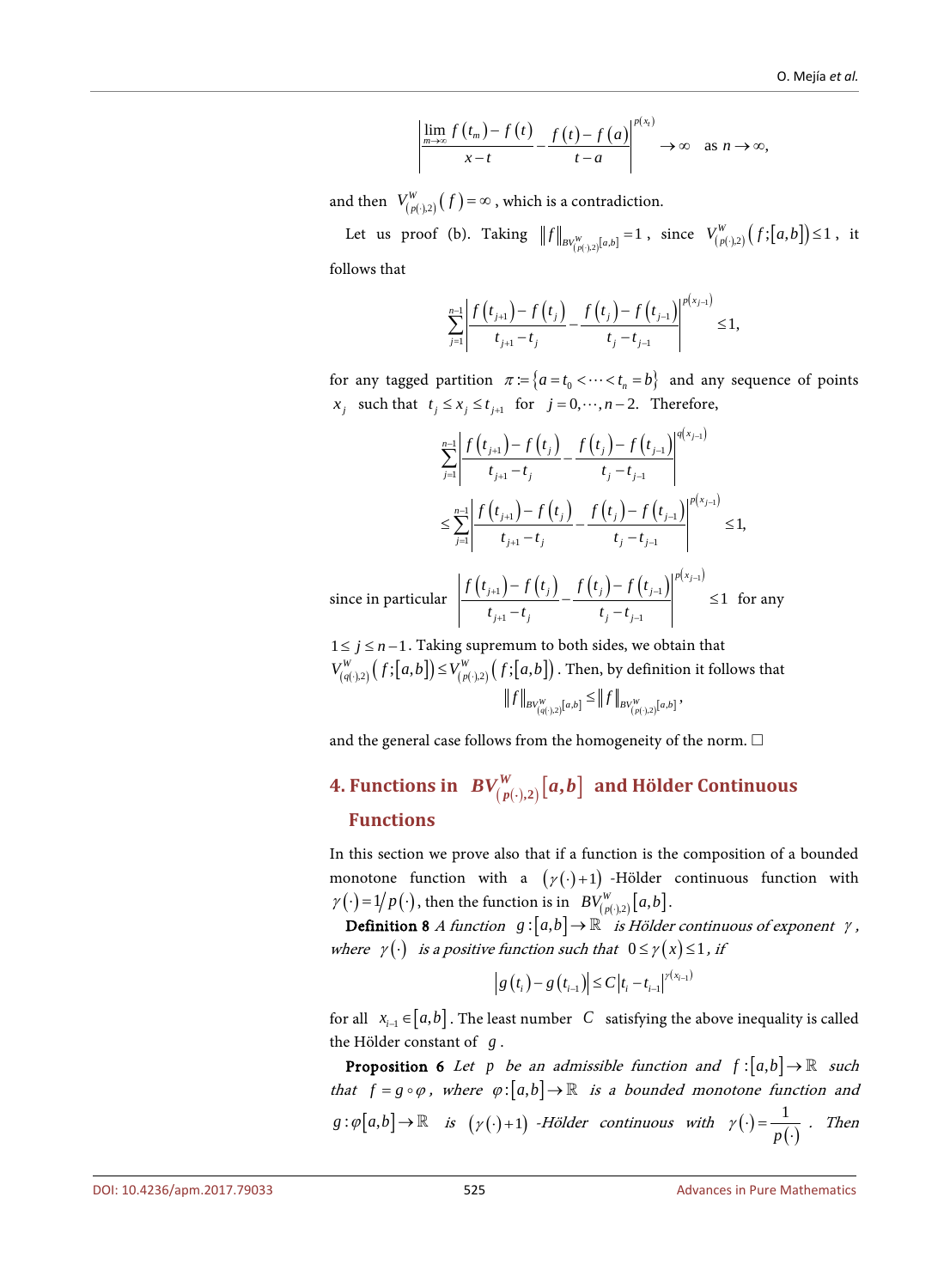$$\left| \frac{\lim_{m\to\infty} f(t_m) - f(t)}{x-t} - \frac{f(t)-f(a)}{t-a} \right|^{p(x_1)} \to \infty \quad \text{as } n \to \infty,$$

and then $V^W_{(p(\cdot),2)}(f) = \infty$, which is a contradiction.

Let us proof (b). Taking $\|f\|_{BV^W_{(p(\cdot),2)}[a,b]} = 1$, since $V^W_{(p(\cdot),2)}(f;[a,b]) \le 1$, it follows that

$$\sum_{j=1}^{n-1} \left| \frac{f(t_{j+1}) - f(t_j)}{t_{j+1}-t_j} - \frac{f(t_j)-f(t_{j-1})}{t_j - t_{j-1}} \right|^{p(x_{j-1})} \le 1,$$

for any tagged partition $\pi := \{a = t_0 < \cdots < t_n = b\}$ and any sequence of points $x_j$ such that $t_j \le x_j \le t_{j+1}$ for $j = 0,\cdots,n-2$. Therefore,

$$\begin{aligned}
&\sum_{j=1}^{n-1} \left| \frac{f(t_{j+1}) - f(t_j)}{t_{j+1}-t_j} - \frac{f(t_j)-f(t_{j-1})}{t_j - t_{j-1}} \right|^{q(x_{j-1})} \\
&\le \sum_{j=1}^{n-1} \left| \frac{f(t_{j+1}) - f(t_j)}{t_{j+1}-t_j} - \frac{f(t_j)-f(t_{j-1})}{t_j - t_{j-1}} \right|^{p(x_{j-1})} \le 1,
\end{aligned}$$

since in particular $\left| \frac{f(t_{j+1}) - f(t_j)}{t_{j+1}-t_j} - \frac{f(t_j)-f(t_{j-1})}{t_j - t_{j-1}} \right|^{p(x_{j-1})} \le 1$ for any $1 \le j \le n-1$. Taking supremum to both sides, we obtain that $V^W_{(q(\cdot),2)}(f;[a,b]) \le V^W_{(p(\cdot),2)}(f;[a,b])$. Then, by definition it follows that

$$\|f\|_{BV^W_{(q(\cdot),2)}[a,b]} \le \|f\|_{BV^W_{(p(\cdot),2)}[a,b]},$$

and the general case follows from the homogeneity of the norm. □

## 4. Functions in $BV^W_{(p(\cdot),2)}[a,b]$ and Hölder Continuous Functions

In this section we prove also that if a function is the composition of a bounded monotone function with a $(\gamma(\cdot)+1)$-Hölder continuous function with $\gamma(\cdot) = 1/p(\cdot)$, then the function is in $BV^W_{(p(\cdot),2)}[a,b]$.

**Definition 8** *A function $g:[a,b]\to\mathbb{R}$ is Hölder continuous of exponent $\gamma$, where $\gamma(\cdot)$ is a positive function such that $0 \le \gamma(x) \le 1$, if*

$$|g(t_i) - g(t_{i-1})| \le C|t_i - t_{i-1}|^{\gamma(x_{i-1})}$$

for all $x_{i-1} \in [a,b]$. The least number $C$ satisfying the above inequality is called the Hölder constant of $g$.

**Proposition 6** *Let $p$ be an admissible function and $f:[a,b]\to\mathbb{R}$ such that $f = g\circ\varphi$, where $\varphi:[a,b]\to\mathbb{R}$ is a bounded monotone function and $g:\varphi[a,b]\to\mathbb{R}$ is $(\gamma(\cdot)+1)$-Hölder continuous with $\gamma(\cdot) = \frac{1}{p(\cdot)}$. Then*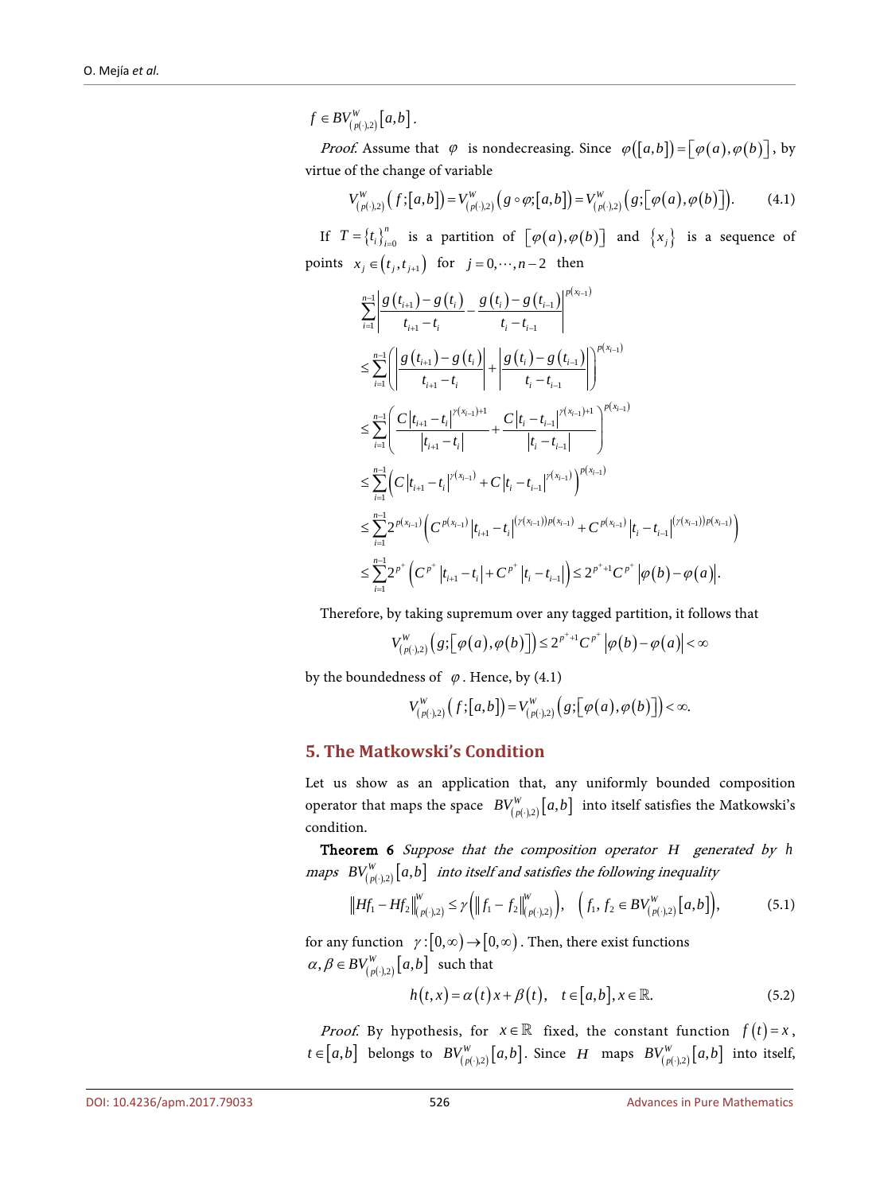$f \in BV^{W}_{(p(\cdot),2)}[a,b]$.

*Proof.* Assume that $\varphi$ is nondecreasing. Since $\varphi([a,b]) = [\varphi(a), \varphi(b)]$, by virtue of the change of variable

$$V^{W}_{(p(\cdot),2)}(f;[a,b]) = V^{W}_{(p(\cdot),2)}(g \circ \varphi;[a,b]) = V^{W}_{(p(\cdot),2)}(g;[\varphi(a), \varphi(b)]). \tag{4.1}$$

If $T = \{t_i\}_{i=0}^{n}$ is a partition of $[\varphi(a), \varphi(b)]$ and $\{x_j\}$ is a sequence of points $x_j \in (t_j, t_{j+1})$ for $j = 0, \cdots, n-2$ then

$$\begin{aligned}
&\sum_{i=1}^{n-1} \left| \frac{g(t_{i+1}) - g(t_i)}{t_{i+1} - t_i} - \frac{g(t_i) - g(t_{i-1})}{t_i - t_{i-1}} \right|^{p(x_{i-1})} \\
&\leq \sum_{i=1}^{n-1} \left( \left| \frac{g(t_{i+1}) - g(t_i)}{t_{i+1} - t_i} \right| + \left| \frac{g(t_i) - g(t_{i-1})}{t_i - t_{i-1}} \right| \right)^{p(x_{i-1})} \\
&\leq \sum_{i=1}^{n-1} \left( \frac{C|t_{i+1} - t_i|^{\gamma(x_{i-1})+1}}{|t_{i+1} - t_i|} + \frac{C|t_i - t_{i-1}|^{\gamma(x_{i-1})+1}}{|t_i - t_{i-1}|} \right)^{p(x_{i-1})} \\
&\leq \sum_{i=1}^{n-1} \left( C|t_{i+1} - t_i|^{\gamma(x_{i-1})} + C|t_i - t_{i-1}|^{\gamma(x_{i-1})} \right)^{p(x_{i-1})} \\
&\leq \sum_{i=1}^{n-1} 2^{p(x_{i-1})} \left( C^{p(x_{i-1})} |t_{i+1} - t_i|^{(\gamma(x_{i-1}))p(x_{i-1})} + C^{p(x_{i-1})} |t_i - t_{i-1}|^{(\gamma(x_{i-1}))p(x_{i-1})} \right) \\
&\leq \sum_{i=1}^{n-1} 2^{p^+} \left( C^{p^+} |t_{i+1} - t_i| + C^{p^+} |t_i - t_{i-1}| \right) \leq 2^{p^+ + 1} C^{p^+} |\varphi(b) - \varphi(a)|.
\end{aligned}$$

Therefore, by taking supremum over any tagged partition, it follows that

$$V^{W}_{(p(\cdot),2)}(g;[\varphi(a), \varphi(b)]) \leq 2^{p^+ + 1} C^{p^+} |\varphi(b) - \varphi(a)| < \infty$$

by the boundedness of $\varphi$. Hence, by (4.1)

$$V^{W}_{(p(\cdot),2)}(f;[a,b]) = V^{W}_{(p(\cdot),2)}(g;[\varphi(a), \varphi(b)]) < \infty.$$

## 5. The Matkowski's Condition

Let us show as an application that, any uniformly bounded composition operator that maps the space $BV^{W}_{(p(\cdot),2)}[a,b]$ into itself satisfies the Matkowski's condition.

**Theorem 6** *Suppose that the composition operator $H$ generated by $h$ maps $BV^{W}_{(p(\cdot),2)}[a,b]$ into itself and satisfies the following inequality*

$$\|Hf_1 - Hf_2\|^{W}_{(p(\cdot),2)} \leq \gamma\left(\|f_1 - f_2\|^{W}_{(p(\cdot),2)}\right), \quad \left(f_1, f_2 \in BV^{W}_{(p(\cdot),2)}[a,b]\right), \tag{5.1}$$

for any function $\gamma : [0,\infty) \to [0,\infty)$. Then, there exist functions $\alpha, \beta \in BV^{W}_{(p(\cdot),2)}[a,b]$ such that

$$h(t,x) = \alpha(t)x + \beta(t), \quad t \in [a,b], x \in \mathbb{R}. \tag{5.2}$$

*Proof.* By hypothesis, for $x \in \mathbb{R}$ fixed, the constant function $f(t) = x$, $t \in [a,b]$ belongs to $BV^{W}_{(p(\cdot),2)}[a,b]$. Since $H$ maps $BV^{W}_{(p(\cdot),2)}[a,b]$ into itself,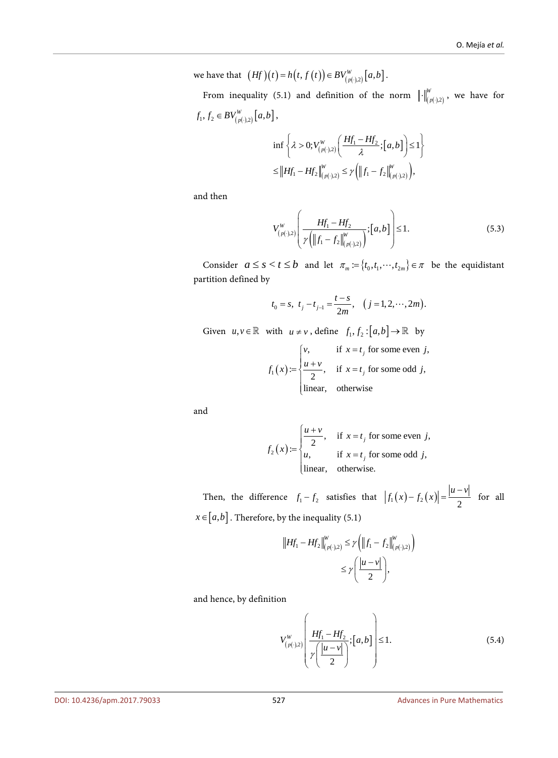we have that $(Hf)(t) = h(t, f(t)) \in BV^W_{(p(\cdot),2)}[a,b]$.

From inequality (5.1) and definition of the norm $\|\cdot\|^W_{(p(\cdot),2)}$, we have for $f_1, f_2 \in BV^W_{(p(\cdot),2)}[a,b]$,

$$\inf\left\{\lambda > 0; V^W_{(p(\cdot),2)}\left(\frac{Hf_1 - Hf_2}{\lambda};[a,b]\right) \le 1\right\}$$
$$\le \|Hf_1 - Hf_2\|^W_{(p(\cdot),2)} \le \gamma\left(\|f_1 - f_2\|^W_{(p(\cdot),2)}\right),$$

and then

$$V^W_{(p(\cdot),2)}\left(\frac{Hf_1 - Hf_2}{\gamma\left(\|f_1 - f_2\|^W_{(p(\cdot),2)}\right)};[a,b]\right) \le 1. \tag{5.3}$$

Consider $a \le s < t \le b$ and let $\pi_m := \{t_0, t_1, \cdots, t_{2m}\} \in \pi$ be the equidistant partition defined by

$$t_0 = s,\ t_j - t_{j-1} = \frac{t-s}{2m}, \quad (j = 1, 2, \cdots, 2m).$$

Given $u, v \in \mathbb{R}$ with $u \ne v$, define $f_1, f_2 : [a,b] \to \mathbb{R}$ by

$$f_1(x) := \begin{cases} v, & \text{if } x = t_j \text{ for some even } j, \\ \dfrac{u+v}{2}, & \text{if } x = t_j \text{ for some odd } j, \\ \text{linear}, & \text{otherwise} \end{cases}$$

and

$$f_2(x) := \begin{cases} \dfrac{u+v}{2}, & \text{if } x = t_j \text{ for some even } j, \\ u, & \text{if } x = t_j \text{ for some odd } j, \\ \text{linear}, & \text{otherwise.} \end{cases}$$

Then, the difference $f_1 - f_2$ satisfies that $|f_1(x) - f_2(x)| = \dfrac{|u-v|}{2}$ for all $x \in [a,b]$. Therefore, by the inequality (5.1)

$$\|Hf_1 - Hf_2\|^W_{(p(\cdot),2)} \le \gamma\left(\|f_1 - f_2\|^W_{(p(\cdot),2)}\right)$$
$$\le \gamma\left(\frac{|u-v|}{2}\right),$$

and hence, by definition

$$V^W_{(p(\cdot),2)}\left(\frac{Hf_1 - Hf_2}{\gamma\left(\frac{|u-v|}{2}\right)};[a,b]\right) \le 1. \tag{5.4}$$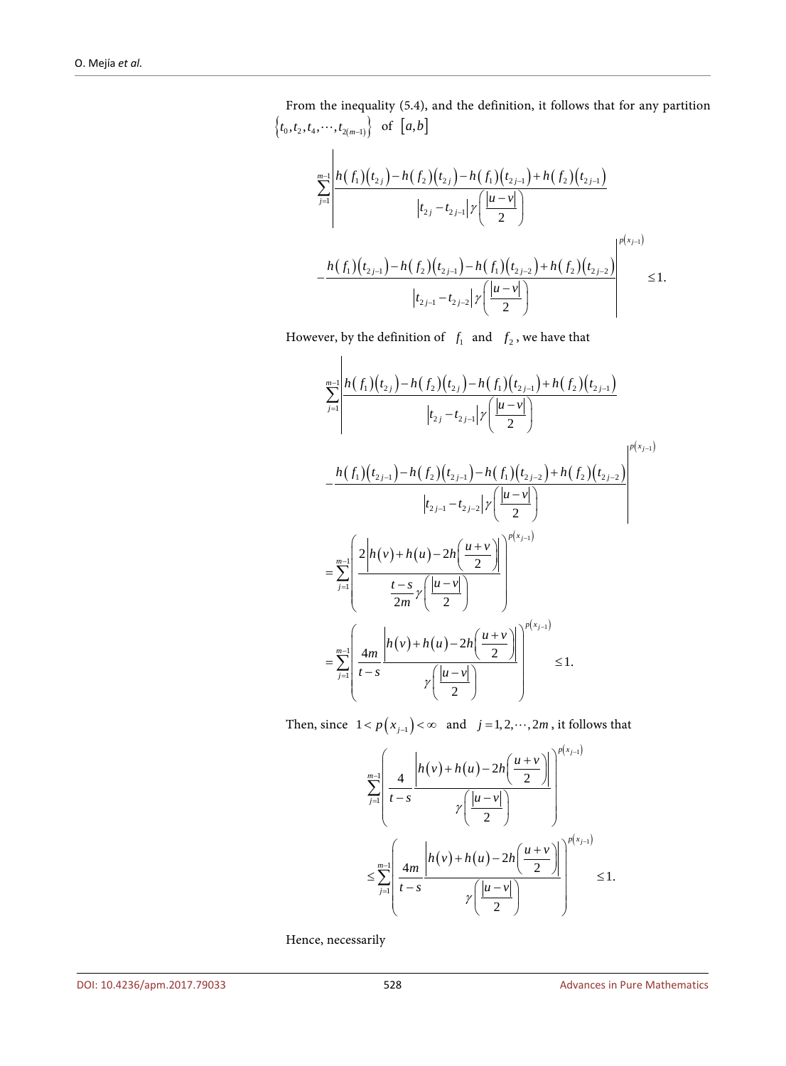From the inequality (5.4), and the definition, it follows that for any partition $\{t_0, t_2, t_4, \cdots, t_{2(m-1)}\}$ of $[a,b]$

$$\sum_{j=1}^{m-1} \left| \frac{h(f_1)(t_{2j}) - h(f_2)(t_{2j}) - h(f_1)(t_{2j-1}) + h(f_2)(t_{2j-1})}{|t_{2j} - t_{2j-1}| \gamma\left(\frac{|u-v|}{2}\right)} - \frac{h(f_1)(t_{2j-1}) - h(f_2)(t_{2j-1}) - h(f_1)(t_{2j-2}) + h(f_2)(t_{2j-2})}{|t_{2j-1} - t_{2j-2}| \gamma\left(\frac{|u-v|}{2}\right)} \right|^{p(x_{j-1})} \leq 1.$$

However, by the definition of $f_1$ and $f_2$, we have that

$$\begin{aligned}
&\sum_{j=1}^{m-1} \left| \frac{h(f_1)(t_{2j}) - h(f_2)(t_{2j}) - h(f_1)(t_{2j-1}) + h(f_2)(t_{2j-1})}{|t_{2j} - t_{2j-1}| \gamma\left(\frac{|u-v|}{2}\right)} - \frac{h(f_1)(t_{2j-1}) - h(f_2)(t_{2j-1}) - h(f_1)(t_{2j-2}) + h(f_2)(t_{2j-2})}{|t_{2j-1} - t_{2j-2}| \gamma\left(\frac{|u-v|}{2}\right)} \right|^{p(x_{j-1})} \\
&= \sum_{j=1}^{m-1} \left( \frac{2\left| h(v) + h(u) - 2h\left(\frac{u+v}{2}\right) \right|}{\frac{t-s}{2m} \gamma\left(\frac{|u-v|}{2}\right)} \right)^{p(x_{j-1})} \\
&= \sum_{j=1}^{m-1} \left( \frac{4m}{t-s} \frac{\left| h(v) + h(u) - 2h\left(\frac{u+v}{2}\right) \right|}{\gamma\left(\frac{|u-v|}{2}\right)} \right)^{p(x_{j-1})} \leq 1.
\end{aligned}$$

Then, since $1 < p(x_{j-1}) < \infty$ and $j = 1, 2, \cdots, 2m$, it follows that

$$\sum_{j=1}^{m-1} \left( \frac{4}{t-s} \frac{\left| h(v) + h(u) - 2h\left(\frac{u+v}{2}\right) \right|}{\gamma\left(\frac{|u-v|}{2}\right)} \right)^{p(x_{j-1})} \leq \sum_{j=1}^{m-1} \left( \frac{4m}{t-s} \frac{\left| h(v) + h(u) - 2h\left(\frac{u+v}{2}\right) \right|}{\gamma\left(\frac{|u-v|}{2}\right)} \right)^{p(x_{j-1})} \leq 1.$$

Hence, necessarily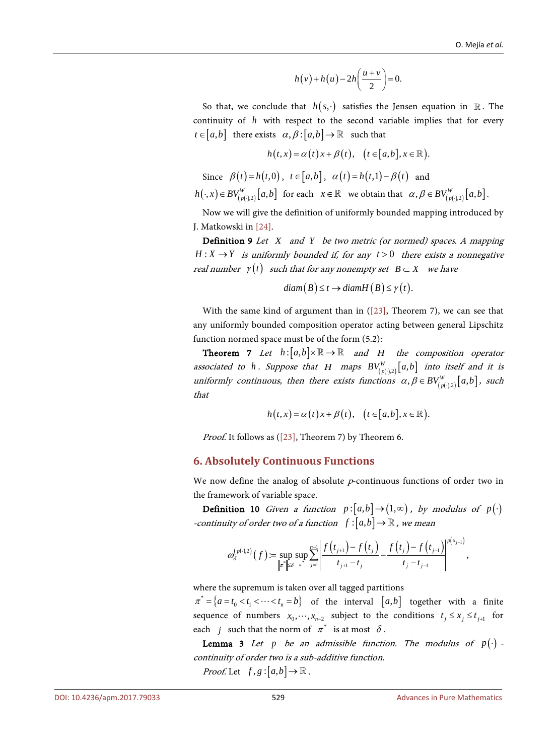$$h(v)+h(u)-2h\left(\frac{u+v}{2}\right)=0.$$

So that, we conclude that $h(s,\cdot)$ satisfies the Jensen equation in $\mathbb{R}$. The continuity of $h$ with respect to the second variable implies that for every $t\in[a,b]$ there exists $\alpha,\beta:[a,b]\to\mathbb{R}$ such that

$$h(t,x)=\alpha(t)x+\beta(t),\quad (t\in[a,b],x\in\mathbb{R}).$$

Since $\beta(t)=h(t,0)$, $t\in[a,b]$, $\alpha(t)=h(t,1)-\beta(t)$ and $h(\cdot,x)\in BV^{W}_{(p(\cdot),2)}[a,b]$ for each $x\in\mathbb{R}$ we obtain that $\alpha,\beta\in BV^{W}_{(p(\cdot),2)}[a,b]$.

Now we will give the definition of uniformly bounded mapping introduced by J. Matkowski in [24].

**Definition 9** *Let $X$ and $Y$ be two metric (or normed) spaces. A mapping $H:X\to Y$ is uniformly bounded if, for any $t>0$ there exists a nonnegative real number $\gamma(t)$ such that for any nonempty set $B\subset X$ we have*

$$diam(B)\le t\to diam H(B)\le\gamma(t).$$

With the same kind of argument than in ([23], Theorem 7), we can see that any uniformly bounded composition operator acting between general Lipschitz function normed space must be of the form (5.2):

**Theorem 7** *Let $h:[a,b]\times\mathbb{R}\to\mathbb{R}$ and $H$ the composition operator associated to $h$. Suppose that $H$ maps $BV^{W}_{(p(\cdot),2)}[a,b]$ into itself and it is uniformly continuous, then there exists functions $\alpha,\beta\in BV^{W}_{(p(\cdot),2)}[a,b]$, such that*

$$h(t,x)=\alpha(t)x+\beta(t),\quad (t\in[a,b],x\in\mathbb{R}).$$

*Proof.* It follows as ([23], Theorem 7) by Theorem 6.

## 6. Absolutely Continuous Functions

We now define the analog of absolute $p$-continuous functions of order two in the framework of variable space.

**Definition 10** *Given a function $p:[a,b]\to(1,\infty)$, by modulus of $p(\cdot)$-continuity of order two of a function $f:[a,b]\to\mathbb{R}$, we mean*

$$\omega_{\delta}^{(p(\cdot),2)}(f):=\sup_{\|\pi^*\|\le\delta}\sup_{\pi^*}\sum_{j=1}^{n-1}\left|\frac{f(t_{j+1})-f(t_j)}{t_{j+1}-t_j}-\frac{f(t_j)-f(t_{j-1})}{t_j-t_{j-1}}\right|^{p(x_{j-1})},$$

where the supremum is taken over all tagged partitions $\pi^*=\{a=t_0<t_1<\cdots<t_n=b\}$ of the interval $[a,b]$ together with a finite sequence of numbers $x_0,\cdots,x_{n-2}$ subject to the conditions $t_j\le x_j\le t_{j+1}$ for each $j$ such that the norm of $\pi^*$ is at most $\delta$.

**Lemma 3** *Let $p$ be an admissible function. The modulus of $p(\cdot)$-continuity of order two is a sub-additive function.*

*Proof.* Let $f,g:[a,b]\to\mathbb{R}$.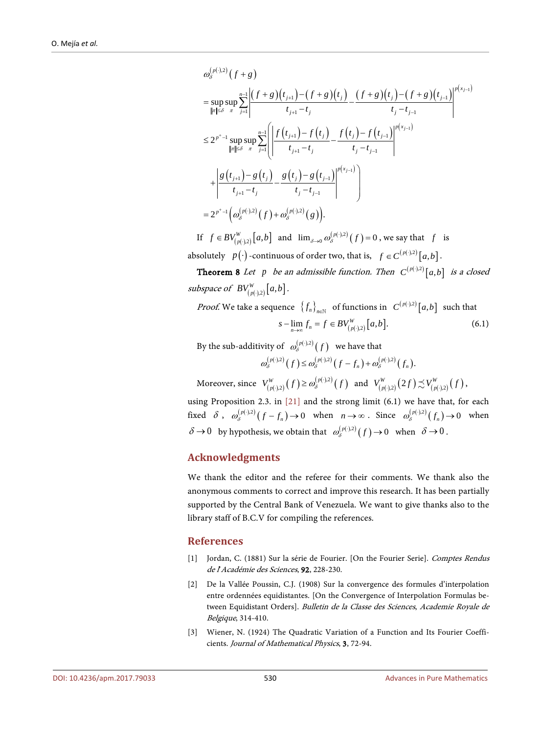$$
\begin{aligned}
&\omega_\delta^{(p(\cdot),2)}(f+g)\\
&=\sup_{\|\pi\|\le\delta}\sup_{\pi}\sum_{j=1}^{n-1}\left|\frac{(f+g)(t_{j+1})-(f+g)(t_j)}{t_{j+1}-t_j}-\frac{(f+g)(t_j)-(f+g)(t_{j-1})}{t_j-t_{j-1}}\right|^{p(x_{j-1})}\\
&\le 2^{p^+-1}\sup_{\|\pi\|\le\delta}\sup_{\pi}\sum_{j=1}^{n-1}\left(\left|\frac{f(t_{j+1})-f(t_j)}{t_{j+1}-t_j}-\frac{f(t_j)-f(t_{j-1})}{t_j-t_{j-1}}\right|^{p(x_{j-1})}\right.\\
&\quad\left.+\left|\frac{g(t_{j+1})-g(t_j)}{t_{j+1}-t_j}-\frac{g(t_j)-g(t_{j-1})}{t_j-t_{j-1}}\right|^{p(x_{j-1})}\right)\\
&=2^{p^+-1}\left(\omega_\delta^{(p(\cdot),2)}(f)+\omega_\delta^{(p(\cdot),2)}(g)\right).
\end{aligned}
$$

If $f\in BV^W_{(p(\cdot),2)}[a,b]$ and $\lim_{\delta\to 0}\omega_\delta^{(p(\cdot),2)}(f)=0$, we say that $f$ is absolutely $p(\cdot)$-continuous of order two, that is, $f\in C^{(p(\cdot),2)}[a,b]$.

**Theorem 8** *Let $p$ be an admissible function. Then $C^{(p(\cdot),2)}[a,b]$ is a closed subspace of $BV^W_{(p(\cdot),2)}[a,b]$.*

*Proof.* We take a sequence $\{f_n\}_{n\in\mathbb{N}}$ of functions in $C^{(p(\cdot),2)}[a,b]$ such that

$$
s-\lim_{n\to\infty} f_n = f\in BV^W_{(p(\cdot),2)}[a,b]. \tag{6.1}
$$

By the sub-additivity of $\omega_\delta^{(p(\cdot),2)}(f)$ we have that

$$
\omega_\delta^{(p(\cdot),2)}(f)\le\omega_\delta^{(p(\cdot),2)}(f-f_n)+\omega_\delta^{(p(\cdot),2)}(f_n).
$$

Moreover, since $V^W_{(p(\cdot),2)}(f)\ge\omega_\delta^{(p(\cdot),2)}(f)$ and $V^W_{(p(\cdot),2)}(2f)\precsim V^W_{(p(\cdot),2)}(f)$, using Proposition 2.3. in [21] and the strong limit (6.1) we have that, for each fixed $\delta$, $\omega_\delta^{(p(\cdot),2)}(f-f_n)\to 0$ when $n\to\infty$. Since $\omega_\delta^{(p(\cdot),2)}(f_n)\to 0$ when $\delta\to 0$ by hypothesis, we obtain that $\omega_\delta^{(p(\cdot),2)}(f)\to 0$ when $\delta\to 0$.

## Acknowledgments

We thank the editor and the referee for their comments. We thank also the anonymous comments to correct and improve this research. It has been partially supported by the Central Bank of Venezuela. We want to give thanks also to the library staff of B.C.V for compiling the references.

## References

[1] Jordan, C. (1881) Sur la série de Fourier. [On the Fourier Serie]. *Comptes Rendus de l Académie des Sciences*, **92**, 228-230.

[2] De la Vallée Poussin, C.J. (1908) Sur la convergence des formules d'interpolation entre ordennées equidistantes. [On the Convergence of Interpolation Formulas between Equidistant Orders]. *Bulletin de la Classe des Sciences, Academie Royale de Belgique*, 314-410.

[3] Wiener, N. (1924) The Quadratic Variation of a Function and Its Fourier Coefficients. *Journal of Mathematical Physics*, **3**, 72-94.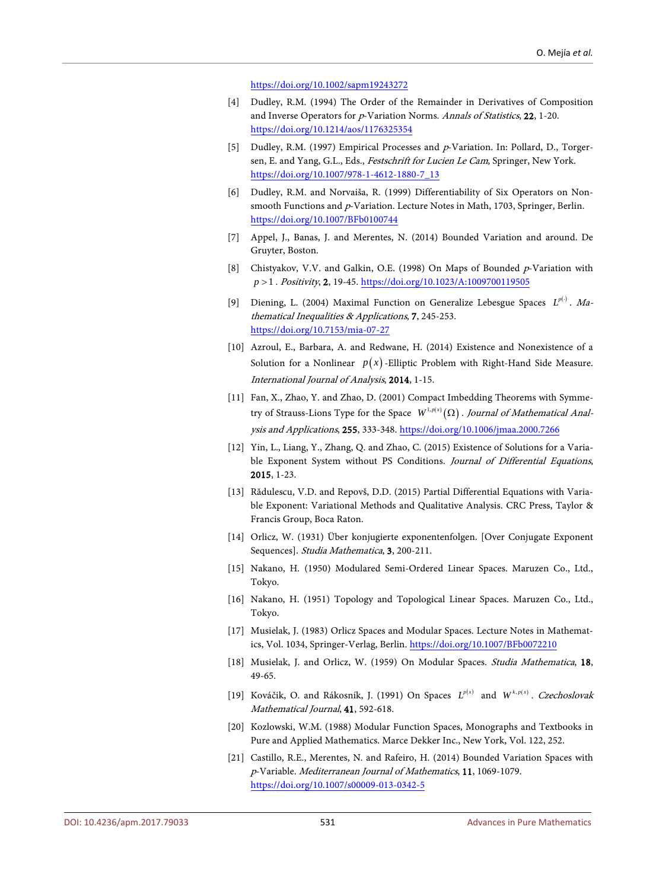https://doi.org/10.1002/sapm19243272

[4] Dudley, R.M. (1994) The Order of the Remainder in Derivatives of Composition and Inverse Operators for *p*-Variation Norms. *Annals of Statistics*, **22**, 1-20. https://doi.org/10.1214/aos/1176325354

[5] Dudley, R.M. (1997) Empirical Processes and *p*-Variation. In: Pollard, D., Torgersen, E. and Yang, G.L., Eds., *Festschrift for Lucien Le Cam*, Springer, New York. https://doi.org/10.1007/978-1-4612-1880-7_13

[6] Dudley, R.M. and Norvaiša, R. (1999) Differentiability of Six Operators on Nonsmooth Functions and *p*-Variation. Lecture Notes in Math, 1703, Springer, Berlin. https://doi.org/10.1007/BFb0100744

[7] Appel, J., Banas, J. and Merentes, N. (2014) Bounded Variation and around. De Gruyter, Boston.

[8] Chistyakov, V.V. and Galkin, O.E. (1998) On Maps of Bounded *p*-Variation with $p > 1$. *Positivity*, **2**, 19-45. https://doi.org/10.1023/A:1009700119505

[9] Diening, L. (2004) Maximal Function on Generalize Lebesgue Spaces $L^{p(\cdot)}$. *Mathematical Inequalities & Applications*, **7**, 245-253. https://doi.org/10.7153/mia-07-27

[10] Azroul, E., Barbara, A. and Redwane, H. (2014) Existence and Nonexistence of a Solution for a Nonlinear $p(x)$-Elliptic Problem with Right-Hand Side Measure. *International Journal of Analysis*, **2014**, 1-15.

[11] Fan, X., Zhao, Y. and Zhao, D. (2001) Compact Imbedding Theorems with Symmetry of Strauss-Lions Type for the Space $W^{1,p(x)}(\Omega)$. *Journal of Mathematical Analysis and Applications*, **255**, 333-348. https://doi.org/10.1006/jmaa.2000.7266

[12] Yin, L., Liang, Y., Zhang, Q. and Zhao, C. (2015) Existence of Solutions for a Variable Exponent System without PS Conditions. *Journal of Differential Equations*, **2015**, 1-23.

[13] Rădulescu, V.D. and Repovš, D.D. (2015) Partial Differential Equations with Variable Exponent: Variational Methods and Qualitative Analysis. CRC Press, Taylor & Francis Group, Boca Raton.

[14] Orlicz, W. (1931) Über konjugierte exponentenfolgen. [Over Conjugate Exponent Sequences]. *Studia Mathematica*, **3**, 200-211.

[15] Nakano, H. (1950) Modulared Semi-Ordered Linear Spaces. Maruzen Co., Ltd., Tokyo.

[16] Nakano, H. (1951) Topology and Topological Linear Spaces. Maruzen Co., Ltd., Tokyo.

[17] Musielak, J. (1983) Orlicz Spaces and Modular Spaces. Lecture Notes in Mathematics, Vol. 1034, Springer-Verlag, Berlin. https://doi.org/10.1007/BFb0072210

[18] Musielak, J. and Orlicz, W. (1959) On Modular Spaces. *Studia Mathematica*, **18**, 49-65.

[19] Kováčik, O. and Rákosník, J. (1991) On Spaces $L^{p(x)}$ and $W^{k,p(x)}$. *Czechoslovak Mathematical Journal*, **41**, 592-618.

[20] Kozlowski, W.M. (1988) Modular Function Spaces, Monographs and Textbooks in Pure and Applied Mathematics. Marce Dekker Inc., New York, Vol. 122, 252.

[21] Castillo, R.E., Merentes, N. and Rafeiro, H. (2014) Bounded Variation Spaces with *p*-Variable. *Mediterranean Journal of Mathematics*, **11**, 1069-1079. https://doi.org/10.1007/s00009-013-0342-5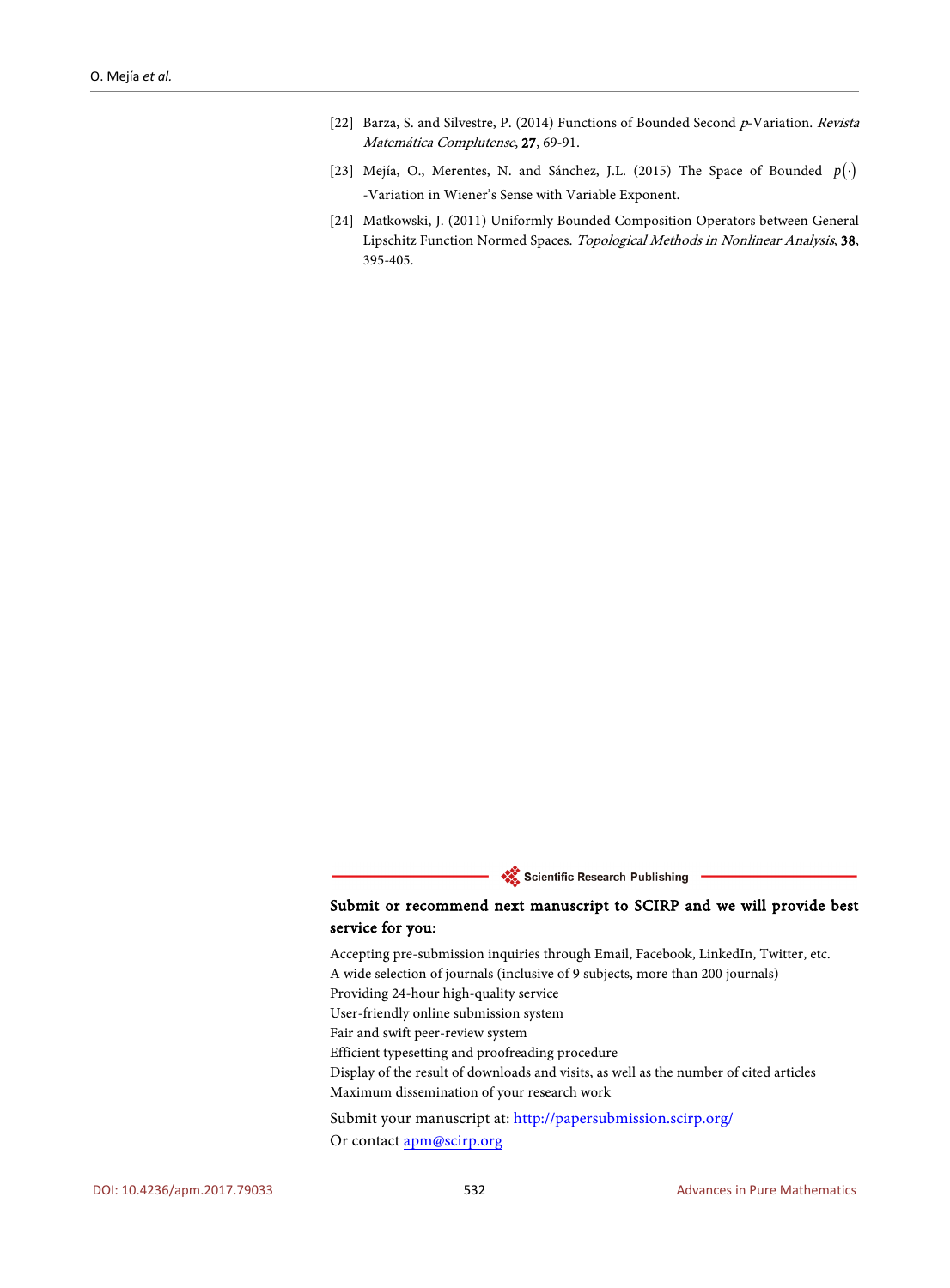[22] Barza, S. and Silvestre, P. (2014) Functions of Bounded Second $p$-Variation. *Revista Matemática Complutense*, **27**, 69-91.

[23] Mejía, O., Merentes, N. and Sánchez, J.L. (2015) The Space of Bounded $p(\cdot)$-Variation in Wiener's Sense with Variable Exponent.

[24] Matkowski, J. (2011) Uniformly Bounded Composition Operators between General Lipschitz Function Normed Spaces. *Topological Methods in Nonlinear Analysis*, **38**, 395-405.

Scientific Research Publishing

**Submit or recommend next manuscript to SCIRP and we will provide best service for you:**

Accepting pre-submission inquiries through Email, Facebook, LinkedIn, Twitter, etc.
A wide selection of journals (inclusive of 9 subjects, more than 200 journals)
Providing 24-hour high-quality service
User-friendly online submission system
Fair and swift peer-review system
Efficient typesetting and proofreading procedure
Display of the result of downloads and visits, as well as the number of cited articles
Maximum dissemination of your research work

Submit your manuscript at: http://papersubmission.scirp.org/
Or contact apm@scirp.org